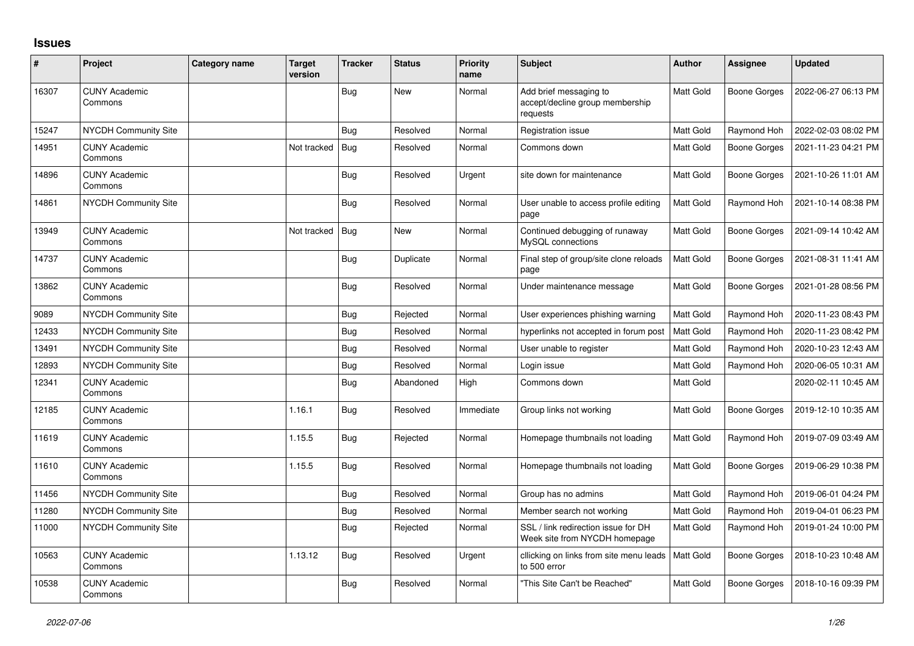# Issues

| # | Project | Category name | Target version | Tracker | Status | Priority name | Subject | Author | Assignee | Updated |
|---|---|---|---|---|---|---|---|---|---|---|
| 16307 | CUNY Academic Commons | | | Bug | New | Normal | Add brief messaging to accept/decline group membership requests | Matt Gold | Boone Gorges | 2022-06-27 06:13 PM |
| 15247 | NYCDH Community Site | | | Bug | Resolved | Normal | Registration issue | Matt Gold | Raymond Hoh | 2022-02-03 08:02 PM |
| 14951 | CUNY Academic Commons | | Not tracked | Bug | Resolved | Normal | Commons down | Matt Gold | Boone Gorges | 2021-11-23 04:21 PM |
| 14896 | CUNY Academic Commons | | | Bug | Resolved | Urgent | site down for maintenance | Matt Gold | Boone Gorges | 2021-10-26 11:01 AM |
| 14861 | NYCDH Community Site | | | Bug | Resolved | Normal | User unable to access profile editing page | Matt Gold | Raymond Hoh | 2021-10-14 08:38 PM |
| 13949 | CUNY Academic Commons | | Not tracked | Bug | New | Normal | Continued debugging of runaway MySQL connections | Matt Gold | Boone Gorges | 2021-09-14 10:42 AM |
| 14737 | CUNY Academic Commons | | | Bug | Duplicate | Normal | Final step of group/site clone reloads page | Matt Gold | Boone Gorges | 2021-08-31 11:41 AM |
| 13862 | CUNY Academic Commons | | | Bug | Resolved | Normal | Under maintenance message | Matt Gold | Boone Gorges | 2021-01-28 08:56 PM |
| 9089 | NYCDH Community Site | | | Bug | Rejected | Normal | User experiences phishing warning | Matt Gold | Raymond Hoh | 2020-11-23 08:43 PM |
| 12433 | NYCDH Community Site | | | Bug | Resolved | Normal | hyperlinks not accepted in forum post | Matt Gold | Raymond Hoh | 2020-11-23 08:42 PM |
| 13491 | NYCDH Community Site | | | Bug | Resolved | Normal | User unable to register | Matt Gold | Raymond Hoh | 2020-10-23 12:43 AM |
| 12893 | NYCDH Community Site | | | Bug | Resolved | Normal | Login issue | Matt Gold | Raymond Hoh | 2020-06-05 10:31 AM |
| 12341 | CUNY Academic Commons | | | Bug | Abandoned | High | Commons down | Matt Gold | | 2020-02-11 10:45 AM |
| 12185 | CUNY Academic Commons | | 1.16.1 | Bug | Resolved | Immediate | Group links not working | Matt Gold | Boone Gorges | 2019-12-10 10:35 AM |
| 11619 | CUNY Academic Commons | | 1.15.5 | Bug | Rejected | Normal | Homepage thumbnails not loading | Matt Gold | Raymond Hoh | 2019-07-09 03:49 AM |
| 11610 | CUNY Academic Commons | | 1.15.5 | Bug | Resolved | Normal | Homepage thumbnails not loading | Matt Gold | Boone Gorges | 2019-06-29 10:38 PM |
| 11456 | NYCDH Community Site | | | Bug | Resolved | Normal | Group has no admins | Matt Gold | Raymond Hoh | 2019-06-01 04:24 PM |
| 11280 | NYCDH Community Site | | | Bug | Resolved | Normal | Member search not working | Matt Gold | Raymond Hoh | 2019-04-01 06:23 PM |
| 11000 | NYCDH Community Site | | | Bug | Rejected | Normal | SSL / link redirection issue for DH Week site from NYCDH homepage | Matt Gold | Raymond Hoh | 2019-01-24 10:00 PM |
| 10563 | CUNY Academic Commons | | 1.13.12 | Bug | Resolved | Urgent | cllicking on links from site menu leads to 500 error | Matt Gold | Boone Gorges | 2018-10-23 10:48 AM |
| 10538 | CUNY Academic Commons | | | Bug | Resolved | Normal | "This Site Can't be Reached" | Matt Gold | Boone Gorges | 2018-10-16 09:39 PM |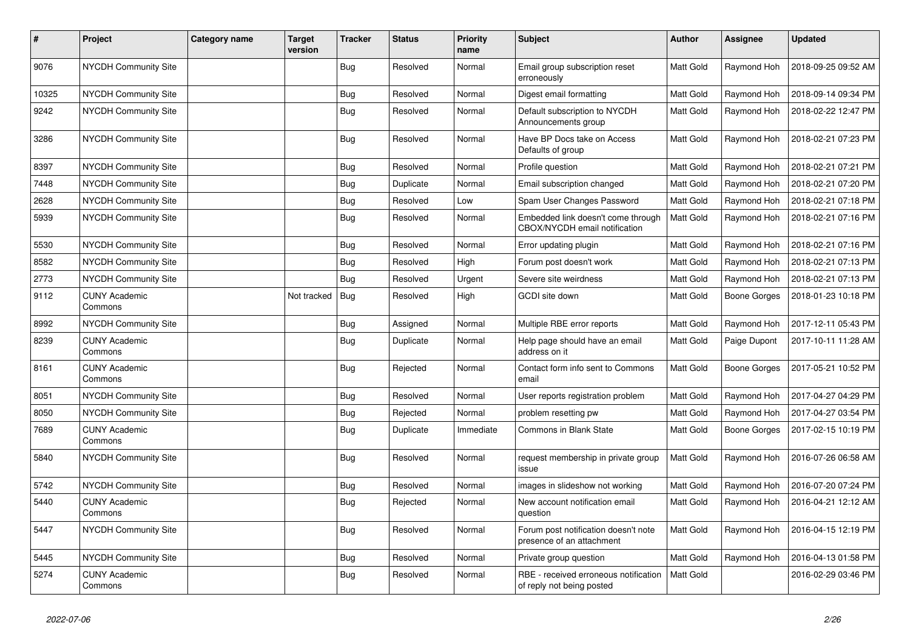| # | Project | Category name | Target version | Tracker | Status | Priority name | Subject | Author | Assignee | Updated |
|---|---|---|---|---|---|---|---|---|---|---|
| 9076 | NYCDH Community Site | | | Bug | Resolved | Normal | Email group subscription reset erroneously | Matt Gold | Raymond Hoh | 2018-09-25 09:52 AM |
| 10325 | NYCDH Community Site | | | Bug | Resolved | Normal | Digest email formatting | Matt Gold | Raymond Hoh | 2018-09-14 09:34 PM |
| 9242 | NYCDH Community Site | | | Bug | Resolved | Normal | Default subscription to NYCDH Announcements group | Matt Gold | Raymond Hoh | 2018-02-22 12:47 PM |
| 3286 | NYCDH Community Site | | | Bug | Resolved | Normal | Have BP Docs take on Access Defaults of group | Matt Gold | Raymond Hoh | 2018-02-21 07:23 PM |
| 8397 | NYCDH Community Site | | | Bug | Resolved | Normal | Profile question | Matt Gold | Raymond Hoh | 2018-02-21 07:21 PM |
| 7448 | NYCDH Community Site | | | Bug | Duplicate | Normal | Email subscription changed | Matt Gold | Raymond Hoh | 2018-02-21 07:20 PM |
| 2628 | NYCDH Community Site | | | Bug | Resolved | Low | Spam User Changes Password | Matt Gold | Raymond Hoh | 2018-02-21 07:18 PM |
| 5939 | NYCDH Community Site | | | Bug | Resolved | Normal | Embedded link doesn't come through CBOX/NYCDH email notification | Matt Gold | Raymond Hoh | 2018-02-21 07:16 PM |
| 5530 | NYCDH Community Site | | | Bug | Resolved | Normal | Error updating plugin | Matt Gold | Raymond Hoh | 2018-02-21 07:16 PM |
| 8582 | NYCDH Community Site | | | Bug | Resolved | High | Forum post doesn't work | Matt Gold | Raymond Hoh | 2018-02-21 07:13 PM |
| 2773 | NYCDH Community Site | | | Bug | Resolved | Urgent | Severe site weirdness | Matt Gold | Raymond Hoh | 2018-02-21 07:13 PM |
| 9112 | CUNY Academic Commons | | Not tracked | Bug | Resolved | High | GCDI site down | Matt Gold | Boone Gorges | 2018-01-23 10:18 PM |
| 8992 | NYCDH Community Site | | | Bug | Assigned | Normal | Multiple RBE error reports | Matt Gold | Raymond Hoh | 2017-12-11 05:43 PM |
| 8239 | CUNY Academic Commons | | | Bug | Duplicate | Normal | Help page should have an email address on it | Matt Gold | Paige Dupont | 2017-10-11 11:28 AM |
| 8161 | CUNY Academic Commons | | | Bug | Rejected | Normal | Contact form info sent to Commons email | Matt Gold | Boone Gorges | 2017-05-21 10:52 PM |
| 8051 | NYCDH Community Site | | | Bug | Resolved | Normal | User reports registration problem | Matt Gold | Raymond Hoh | 2017-04-27 04:29 PM |
| 8050 | NYCDH Community Site | | | Bug | Rejected | Normal | problem resetting pw | Matt Gold | Raymond Hoh | 2017-04-27 03:54 PM |
| 7689 | CUNY Academic Commons | | | Bug | Duplicate | Immediate | Commons in Blank State | Matt Gold | Boone Gorges | 2017-02-15 10:19 PM |
| 5840 | NYCDH Community Site | | | Bug | Resolved | Normal | request membership in private group issue | Matt Gold | Raymond Hoh | 2016-07-26 06:58 AM |
| 5742 | NYCDH Community Site | | | Bug | Resolved | Normal | images in slideshow not working | Matt Gold | Raymond Hoh | 2016-07-20 07:24 PM |
| 5440 | CUNY Academic Commons | | | Bug | Rejected | Normal | New account notification email question | Matt Gold | Raymond Hoh | 2016-04-21 12:12 AM |
| 5447 | NYCDH Community Site | | | Bug | Resolved | Normal | Forum post notification doesn't note presence of an attachment | Matt Gold | Raymond Hoh | 2016-04-15 12:19 PM |
| 5445 | NYCDH Community Site | | | Bug | Resolved | Normal | Private group question | Matt Gold | Raymond Hoh | 2016-04-13 01:58 PM |
| 5274 | CUNY Academic Commons | | | Bug | Resolved | Normal | RBE - received erroneous notification of reply not being posted | Matt Gold | | 2016-02-29 03:46 PM |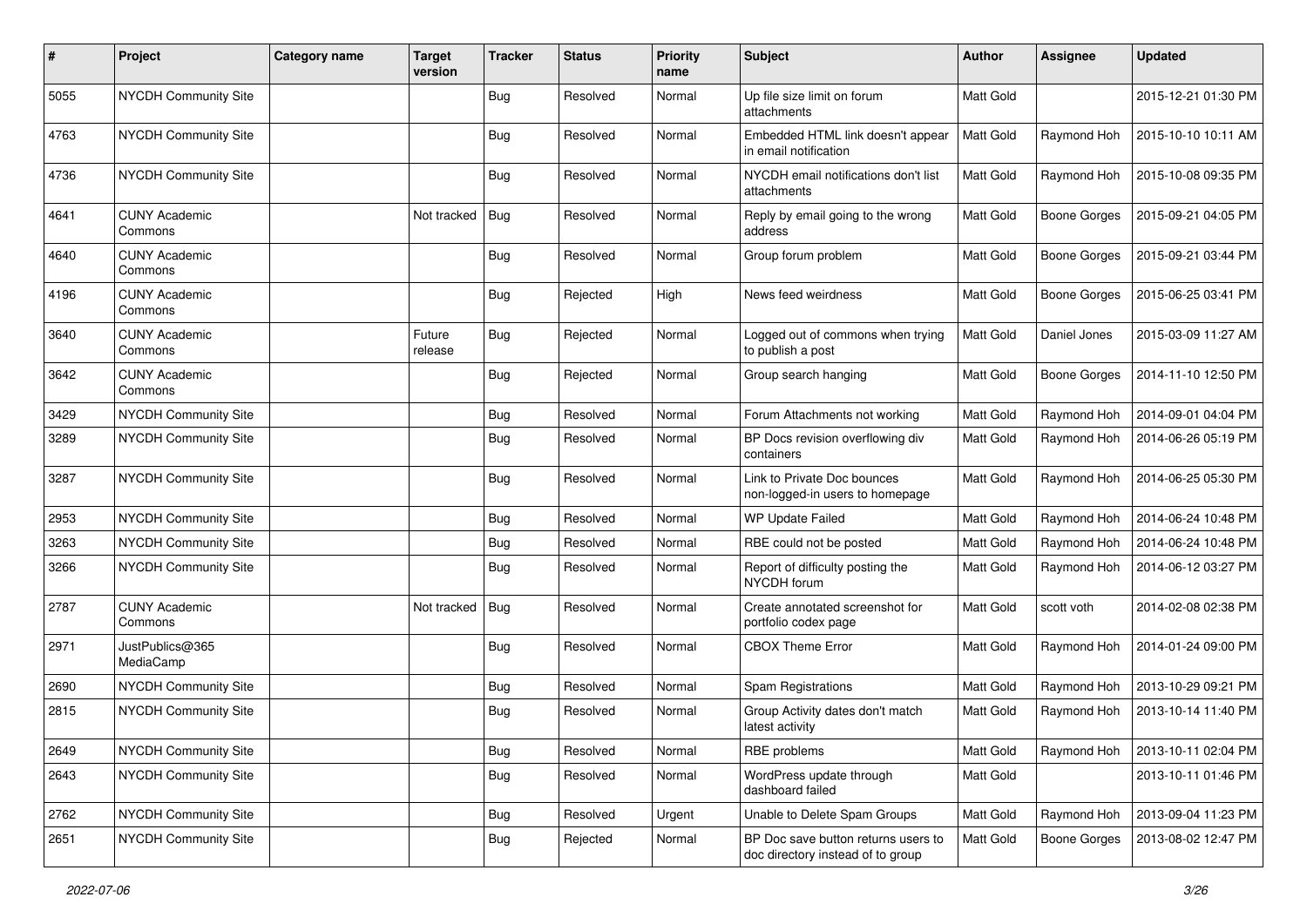| # | Project | Category name | Target version | Tracker | Status | Priority name | Subject | Author | Assignee | Updated |
|---|---|---|---|---|---|---|---|---|---|---|
| 5055 | NYCDH Community Site | | | Bug | Resolved | Normal | Up file size limit on forum attachments | Matt Gold | | 2015-12-21 01:30 PM |
| 4763 | NYCDH Community Site | | | Bug | Resolved | Normal | Embedded HTML link doesn't appear in email notification | Matt Gold | Raymond Hoh | 2015-10-10 10:11 AM |
| 4736 | NYCDH Community Site | | | Bug | Resolved | Normal | NYCDH email notifications don't list attachments | Matt Gold | Raymond Hoh | 2015-10-08 09:35 PM |
| 4641 | CUNY Academic Commons | | Not tracked | Bug | Resolved | Normal | Reply by email going to the wrong address | Matt Gold | Boone Gorges | 2015-09-21 04:05 PM |
| 4640 | CUNY Academic Commons | | | Bug | Resolved | Normal | Group forum problem | Matt Gold | Boone Gorges | 2015-09-21 03:44 PM |
| 4196 | CUNY Academic Commons | | | Bug | Rejected | High | News feed weirdness | Matt Gold | Boone Gorges | 2015-06-25 03:41 PM |
| 3640 | CUNY Academic Commons | | Future release | Bug | Rejected | Normal | Logged out of commons when trying to publish a post | Matt Gold | Daniel Jones | 2015-03-09 11:27 AM |
| 3642 | CUNY Academic Commons | | | Bug | Rejected | Normal | Group search hanging | Matt Gold | Boone Gorges | 2014-11-10 12:50 PM |
| 3429 | NYCDH Community Site | | | Bug | Resolved | Normal | Forum Attachments not working | Matt Gold | Raymond Hoh | 2014-09-01 04:04 PM |
| 3289 | NYCDH Community Site | | | Bug | Resolved | Normal | BP Docs revision overflowing div containers | Matt Gold | Raymond Hoh | 2014-06-26 05:19 PM |
| 3287 | NYCDH Community Site | | | Bug | Resolved | Normal | Link to Private Doc bounces non-logged-in users to homepage | Matt Gold | Raymond Hoh | 2014-06-25 05:30 PM |
| 2953 | NYCDH Community Site | | | Bug | Resolved | Normal | WP Update Failed | Matt Gold | Raymond Hoh | 2014-06-24 10:48 PM |
| 3263 | NYCDH Community Site | | | Bug | Resolved | Normal | RBE could not be posted | Matt Gold | Raymond Hoh | 2014-06-24 10:48 PM |
| 3266 | NYCDH Community Site | | | Bug | Resolved | Normal | Report of difficulty posting the NYCDH forum | Matt Gold | Raymond Hoh | 2014-06-12 03:27 PM |
| 2787 | CUNY Academic Commons | | Not tracked | Bug | Resolved | Normal | Create annotated screenshot for portfolio codex page | Matt Gold | scott voth | 2014-02-08 02:38 PM |
| 2971 | JustPublics@365 MediaCamp | | | Bug | Resolved | Normal | CBOX Theme Error | Matt Gold | Raymond Hoh | 2014-01-24 09:00 PM |
| 2690 | NYCDH Community Site | | | Bug | Resolved | Normal | Spam Registrations | Matt Gold | Raymond Hoh | 2013-10-29 09:21 PM |
| 2815 | NYCDH Community Site | | | Bug | Resolved | Normal | Group Activity dates don't match latest activity | Matt Gold | Raymond Hoh | 2013-10-14 11:40 PM |
| 2649 | NYCDH Community Site | | | Bug | Resolved | Normal | RBE problems | Matt Gold | Raymond Hoh | 2013-10-11 02:04 PM |
| 2643 | NYCDH Community Site | | | Bug | Resolved | Normal | WordPress update through dashboard failed | Matt Gold | | 2013-10-11 01:46 PM |
| 2762 | NYCDH Community Site | | | Bug | Resolved | Urgent | Unable to Delete Spam Groups | Matt Gold | Raymond Hoh | 2013-09-04 11:23 PM |
| 2651 | NYCDH Community Site | | | Bug | Rejected | Normal | BP Doc save button returns users to doc directory instead of to group | Matt Gold | Boone Gorges | 2013-08-02 12:47 PM |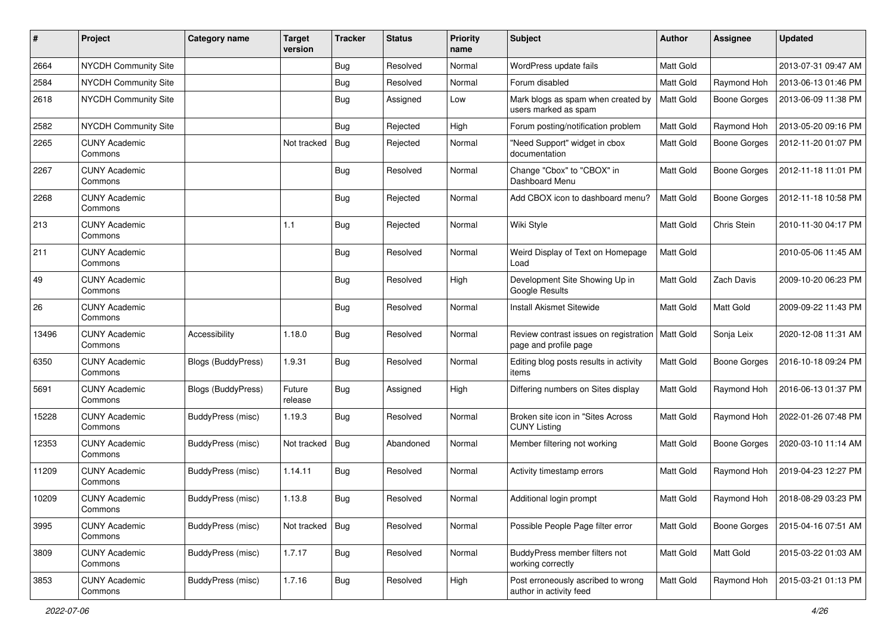| # | Project | Category name | Target version | Tracker | Status | Priority name | Subject | Author | Assignee | Updated |
|---|---|---|---|---|---|---|---|---|---|---|
| 2664 | NYCDH Community Site | | | Bug | Resolved | Normal | WordPress update fails | Matt Gold | | 2013-07-31 09:47 AM |
| 2584 | NYCDH Community Site | | | Bug | Resolved | Normal | Forum disabled | Matt Gold | Raymond Hoh | 2013-06-13 01:46 PM |
| 2618 | NYCDH Community Site | | | Bug | Assigned | Low | Mark blogs as spam when created by users marked as spam | Matt Gold | Boone Gorges | 2013-06-09 11:38 PM |
| 2582 | NYCDH Community Site | | | Bug | Rejected | High | Forum posting/notification problem | Matt Gold | Raymond Hoh | 2013-05-20 09:16 PM |
| 2265 | CUNY Academic Commons | | Not tracked | Bug | Rejected | Normal | "Need Support" widget in cbox documentation | Matt Gold | Boone Gorges | 2012-11-20 01:07 PM |
| 2267 | CUNY Academic Commons | | | Bug | Resolved | Normal | Change "Cbox" to "CBOX" in Dashboard Menu | Matt Gold | Boone Gorges | 2012-11-18 11:01 PM |
| 2268 | CUNY Academic Commons | | | Bug | Rejected | Normal | Add CBOX icon to dashboard menu? | Matt Gold | Boone Gorges | 2012-11-18 10:58 PM |
| 213 | CUNY Academic Commons | | 1.1 | Bug | Rejected | Normal | Wiki Style | Matt Gold | Chris Stein | 2010-11-30 04:17 PM |
| 211 | CUNY Academic Commons | | | Bug | Resolved | Normal | Weird Display of Text on Homepage Load | Matt Gold | | 2010-05-06 11:45 AM |
| 49 | CUNY Academic Commons | | | Bug | Resolved | High | Development Site Showing Up in Google Results | Matt Gold | Zach Davis | 2009-10-20 06:23 PM |
| 26 | CUNY Academic Commons | | | Bug | Resolved | Normal | Install Akismet Sitewide | Matt Gold | Matt Gold | 2009-09-22 11:43 PM |
| 13496 | CUNY Academic Commons | Accessibility | 1.18.0 | Bug | Resolved | Normal | Review contrast issues on registration page and profile page | Matt Gold | Sonja Leix | 2020-12-08 11:31 AM |
| 6350 | CUNY Academic Commons | Blogs (BuddyPress) | 1.9.31 | Bug | Resolved | Normal | Editing blog posts results in activity items | Matt Gold | Boone Gorges | 2016-10-18 09:24 PM |
| 5691 | CUNY Academic Commons | Blogs (BuddyPress) | Future release | Bug | Assigned | High | Differing numbers on Sites display | Matt Gold | Raymond Hoh | 2016-06-13 01:37 PM |
| 15228 | CUNY Academic Commons | BuddyPress (misc) | 1.19.3 | Bug | Resolved | Normal | Broken site icon in "Sites Across CUNY Listing | Matt Gold | Raymond Hoh | 2022-01-26 07:48 PM |
| 12353 | CUNY Academic Commons | BuddyPress (misc) | Not tracked | Bug | Abandoned | Normal | Member filtering not working | Matt Gold | Boone Gorges | 2020-03-10 11:14 AM |
| 11209 | CUNY Academic Commons | BuddyPress (misc) | 1.14.11 | Bug | Resolved | Normal | Activity timestamp errors | Matt Gold | Raymond Hoh | 2019-04-23 12:27 PM |
| 10209 | CUNY Academic Commons | BuddyPress (misc) | 1.13.8 | Bug | Resolved | Normal | Additional login prompt | Matt Gold | Raymond Hoh | 2018-08-29 03:23 PM |
| 3995 | CUNY Academic Commons | BuddyPress (misc) | Not tracked | Bug | Resolved | Normal | Possible People Page filter error | Matt Gold | Boone Gorges | 2015-04-16 07:51 AM |
| 3809 | CUNY Academic Commons | BuddyPress (misc) | 1.7.17 | Bug | Resolved | Normal | BuddyPress member filters not working correctly | Matt Gold | Matt Gold | 2015-03-22 01:03 AM |
| 3853 | CUNY Academic Commons | BuddyPress (misc) | 1.7.16 | Bug | Resolved | High | Post erroneously ascribed to wrong author in activity feed | Matt Gold | Raymond Hoh | 2015-03-21 01:13 PM |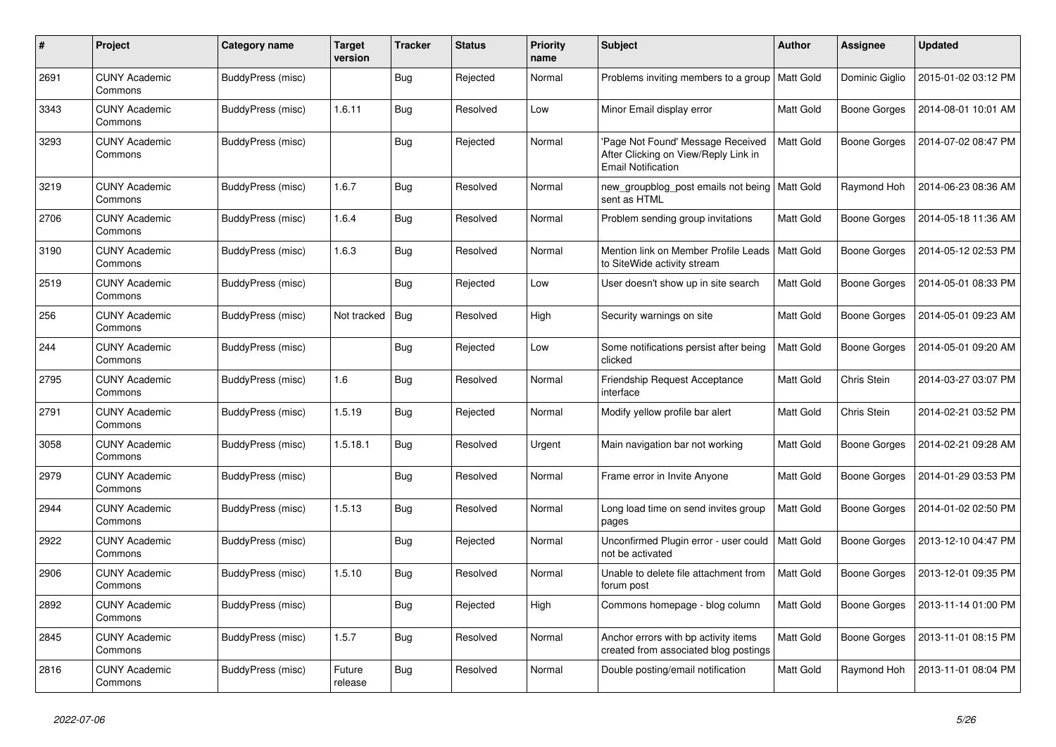| # | Project | Category name | Target version | Tracker | Status | Priority name | Subject | Author | Assignee | Updated |
|---|---|---|---|---|---|---|---|---|---|---|
| 2691 | CUNY Academic Commons | BuddyPress (misc) | | Bug | Rejected | Normal | Problems inviting members to a group | Matt Gold | Dominic Giglio | 2015-01-02 03:12 PM |
| 3343 | CUNY Academic Commons | BuddyPress (misc) | 1.6.11 | Bug | Resolved | Low | Minor Email display error | Matt Gold | Boone Gorges | 2014-08-01 10:01 AM |
| 3293 | CUNY Academic Commons | BuddyPress (misc) | | Bug | Rejected | Normal | 'Page Not Found' Message Received After Clicking on View/Reply Link in Email Notification | Matt Gold | Boone Gorges | 2014-07-02 08:47 PM |
| 3219 | CUNY Academic Commons | BuddyPress (misc) | 1.6.7 | Bug | Resolved | Normal | new_groupblog_post emails not being sent as HTML | Matt Gold | Raymond Hoh | 2014-06-23 08:36 AM |
| 2706 | CUNY Academic Commons | BuddyPress (misc) | 1.6.4 | Bug | Resolved | Normal | Problem sending group invitations | Matt Gold | Boone Gorges | 2014-05-18 11:36 AM |
| 3190 | CUNY Academic Commons | BuddyPress (misc) | 1.6.3 | Bug | Resolved | Normal | Mention link on Member Profile Leads to SiteWide activity stream | Matt Gold | Boone Gorges | 2014-05-12 02:53 PM |
| 2519 | CUNY Academic Commons | BuddyPress (misc) | | Bug | Rejected | Low | User doesn't show up in site search | Matt Gold | Boone Gorges | 2014-05-01 08:33 PM |
| 256 | CUNY Academic Commons | BuddyPress (misc) | Not tracked | Bug | Resolved | High | Security warnings on site | Matt Gold | Boone Gorges | 2014-05-01 09:23 AM |
| 244 | CUNY Academic Commons | BuddyPress (misc) | | Bug | Rejected | Low | Some notifications persist after being clicked | Matt Gold | Boone Gorges | 2014-05-01 09:20 AM |
| 2795 | CUNY Academic Commons | BuddyPress (misc) | 1.6 | Bug | Resolved | Normal | Friendship Request Acceptance interface | Matt Gold | Chris Stein | 2014-03-27 03:07 PM |
| 2791 | CUNY Academic Commons | BuddyPress (misc) | 1.5.19 | Bug | Rejected | Normal | Modify yellow profile bar alert | Matt Gold | Chris Stein | 2014-02-21 03:52 PM |
| 3058 | CUNY Academic Commons | BuddyPress (misc) | 1.5.18.1 | Bug | Resolved | Urgent | Main navigation bar not working | Matt Gold | Boone Gorges | 2014-02-21 09:28 AM |
| 2979 | CUNY Academic Commons | BuddyPress (misc) | | Bug | Resolved | Normal | Frame error in Invite Anyone | Matt Gold | Boone Gorges | 2014-01-29 03:53 PM |
| 2944 | CUNY Academic Commons | BuddyPress (misc) | 1.5.13 | Bug | Resolved | Normal | Long load time on send invites group pages | Matt Gold | Boone Gorges | 2014-01-02 02:50 PM |
| 2922 | CUNY Academic Commons | BuddyPress (misc) | | Bug | Rejected | Normal | Unconfirmed Plugin error - user could not be activated | Matt Gold | Boone Gorges | 2013-12-10 04:47 PM |
| 2906 | CUNY Academic Commons | BuddyPress (misc) | 1.5.10 | Bug | Resolved | Normal | Unable to delete file attachment from forum post | Matt Gold | Boone Gorges | 2013-12-01 09:35 PM |
| 2892 | CUNY Academic Commons | BuddyPress (misc) | | Bug | Rejected | High | Commons homepage - blog column | Matt Gold | Boone Gorges | 2013-11-14 01:00 PM |
| 2845 | CUNY Academic Commons | BuddyPress (misc) | 1.5.7 | Bug | Resolved | Normal | Anchor errors with bp activity items created from associated blog postings | Matt Gold | Boone Gorges | 2013-11-01 08:15 PM |
| 2816 | CUNY Academic Commons | BuddyPress (misc) | Future release | Bug | Resolved | Normal | Double posting/email notification | Matt Gold | Raymond Hoh | 2013-11-01 08:04 PM |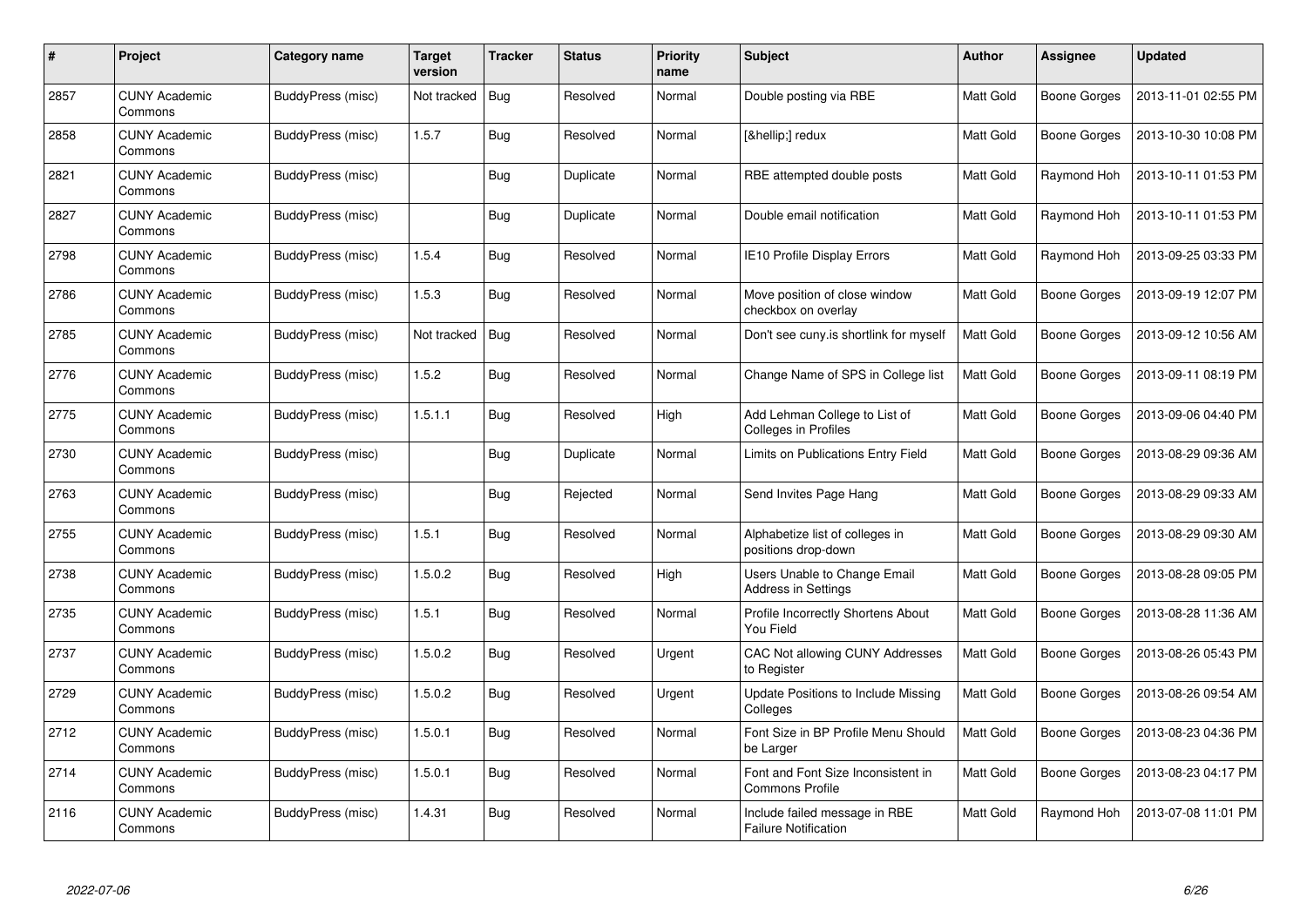| # | Project | Category name | Target version | Tracker | Status | Priority name | Subject | Author | Assignee | Updated |
|---|---|---|---|---|---|---|---|---|---|---|
| 2857 | CUNY Academic Commons | BuddyPress (misc) | Not tracked | Bug | Resolved | Normal | Double posting via RBE | Matt Gold | Boone Gorges | 2013-11-01 02:55 PM |
| 2858 | CUNY Academic Commons | BuddyPress (misc) | 1.5.7 | Bug | Resolved | Normal | [&hellip;] redux | Matt Gold | Boone Gorges | 2013-10-30 10:08 PM |
| 2821 | CUNY Academic Commons | BuddyPress (misc) | | Bug | Duplicate | Normal | RBE attempted double posts | Matt Gold | Raymond Hoh | 2013-10-11 01:53 PM |
| 2827 | CUNY Academic Commons | BuddyPress (misc) | | Bug | Duplicate | Normal | Double email notification | Matt Gold | Raymond Hoh | 2013-10-11 01:53 PM |
| 2798 | CUNY Academic Commons | BuddyPress (misc) | 1.5.4 | Bug | Resolved | Normal | IE10 Profile Display Errors | Matt Gold | Raymond Hoh | 2013-09-25 03:33 PM |
| 2786 | CUNY Academic Commons | BuddyPress (misc) | 1.5.3 | Bug | Resolved | Normal | Move position of close window checkbox on overlay | Matt Gold | Boone Gorges | 2013-09-19 12:07 PM |
| 2785 | CUNY Academic Commons | BuddyPress (misc) | Not tracked | Bug | Resolved | Normal | Don't see cuny.is shortlink for myself | Matt Gold | Boone Gorges | 2013-09-12 10:56 AM |
| 2776 | CUNY Academic Commons | BuddyPress (misc) | 1.5.2 | Bug | Resolved | Normal | Change Name of SPS in College list | Matt Gold | Boone Gorges | 2013-09-11 08:19 PM |
| 2775 | CUNY Academic Commons | BuddyPress (misc) | 1.5.1.1 | Bug | Resolved | High | Add Lehman College to List of Colleges in Profiles | Matt Gold | Boone Gorges | 2013-09-06 04:40 PM |
| 2730 | CUNY Academic Commons | BuddyPress (misc) | | Bug | Duplicate | Normal | Limits on Publications Entry Field | Matt Gold | Boone Gorges | 2013-08-29 09:36 AM |
| 2763 | CUNY Academic Commons | BuddyPress (misc) | | Bug | Rejected | Normal | Send Invites Page Hang | Matt Gold | Boone Gorges | 2013-08-29 09:33 AM |
| 2755 | CUNY Academic Commons | BuddyPress (misc) | 1.5.1 | Bug | Resolved | Normal | Alphabetize list of colleges in positions drop-down | Matt Gold | Boone Gorges | 2013-08-29 09:30 AM |
| 2738 | CUNY Academic Commons | BuddyPress (misc) | 1.5.0.2 | Bug | Resolved | High | Users Unable to Change Email Address in Settings | Matt Gold | Boone Gorges | 2013-08-28 09:05 PM |
| 2735 | CUNY Academic Commons | BuddyPress (misc) | 1.5.1 | Bug | Resolved | Normal | Profile Incorrectly Shortens About You Field | Matt Gold | Boone Gorges | 2013-08-28 11:36 AM |
| 2737 | CUNY Academic Commons | BuddyPress (misc) | 1.5.0.2 | Bug | Resolved | Urgent | CAC Not allowing CUNY Addresses to Register | Matt Gold | Boone Gorges | 2013-08-26 05:43 PM |
| 2729 | CUNY Academic Commons | BuddyPress (misc) | 1.5.0.2 | Bug | Resolved | Urgent | Update Positions to Include Missing Colleges | Matt Gold | Boone Gorges | 2013-08-26 09:54 AM |
| 2712 | CUNY Academic Commons | BuddyPress (misc) | 1.5.0.1 | Bug | Resolved | Normal | Font Size in BP Profile Menu Should be Larger | Matt Gold | Boone Gorges | 2013-08-23 04:36 PM |
| 2714 | CUNY Academic Commons | BuddyPress (misc) | 1.5.0.1 | Bug | Resolved | Normal | Font and Font Size Inconsistent in Commons Profile | Matt Gold | Boone Gorges | 2013-08-23 04:17 PM |
| 2116 | CUNY Academic Commons | BuddyPress (misc) | 1.4.31 | Bug | Resolved | Normal | Include failed message in RBE Failure Notification | Matt Gold | Raymond Hoh | 2013-07-08 11:01 PM |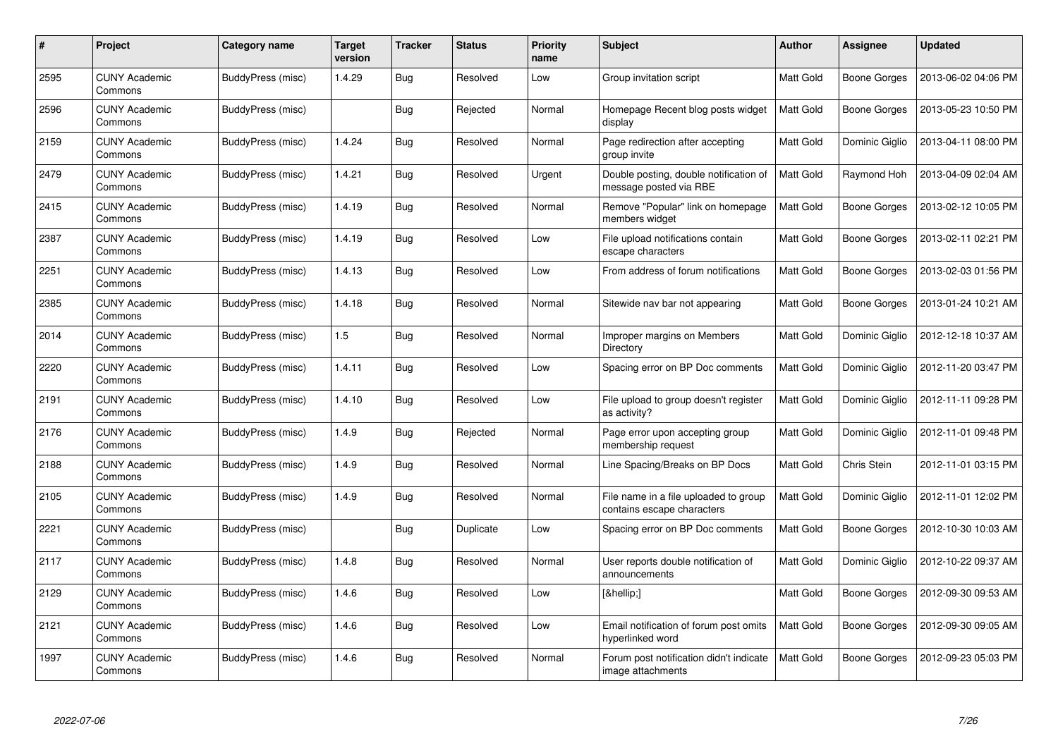| # | Project | Category name | Target version | Tracker | Status | Priority name | Subject | Author | Assignee | Updated |
|---|---|---|---|---|---|---|---|---|---|---|
| 2595 | CUNY Academic Commons | BuddyPress (misc) | 1.4.29 | Bug | Resolved | Low | Group invitation script | Matt Gold | Boone Gorges | 2013-06-02 04:06 PM |
| 2596 | CUNY Academic Commons | BuddyPress (misc) | | Bug | Rejected | Normal | Homepage Recent blog posts widget display | Matt Gold | Boone Gorges | 2013-05-23 10:50 PM |
| 2159 | CUNY Academic Commons | BuddyPress (misc) | 1.4.24 | Bug | Resolved | Normal | Page redirection after accepting group invite | Matt Gold | Dominic Giglio | 2013-04-11 08:00 PM |
| 2479 | CUNY Academic Commons | BuddyPress (misc) | 1.4.21 | Bug | Resolved | Urgent | Double posting, double notification of message posted via RBE | Matt Gold | Raymond Hoh | 2013-04-09 02:04 AM |
| 2415 | CUNY Academic Commons | BuddyPress (misc) | 1.4.19 | Bug | Resolved | Normal | Remove "Popular" link on homepage members widget | Matt Gold | Boone Gorges | 2013-02-12 10:05 PM |
| 2387 | CUNY Academic Commons | BuddyPress (misc) | 1.4.19 | Bug | Resolved | Low | File upload notifications contain escape characters | Matt Gold | Boone Gorges | 2013-02-11 02:21 PM |
| 2251 | CUNY Academic Commons | BuddyPress (misc) | 1.4.13 | Bug | Resolved | Low | From address of forum notifications | Matt Gold | Boone Gorges | 2013-02-03 01:56 PM |
| 2385 | CUNY Academic Commons | BuddyPress (misc) | 1.4.18 | Bug | Resolved | Normal | Sitewide nav bar not appearing | Matt Gold | Boone Gorges | 2013-01-24 10:21 AM |
| 2014 | CUNY Academic Commons | BuddyPress (misc) | 1.5 | Bug | Resolved | Normal | Improper margins on Members Directory | Matt Gold | Dominic Giglio | 2012-12-18 10:37 AM |
| 2220 | CUNY Academic Commons | BuddyPress (misc) | 1.4.11 | Bug | Resolved | Low | Spacing error on BP Doc comments | Matt Gold | Dominic Giglio | 2012-11-20 03:47 PM |
| 2191 | CUNY Academic Commons | BuddyPress (misc) | 1.4.10 | Bug | Resolved | Low | File upload to group doesn't register as activity? | Matt Gold | Dominic Giglio | 2012-11-11 09:28 PM |
| 2176 | CUNY Academic Commons | BuddyPress (misc) | 1.4.9 | Bug | Rejected | Normal | Page error upon accepting group membership request | Matt Gold | Dominic Giglio | 2012-11-01 09:48 PM |
| 2188 | CUNY Academic Commons | BuddyPress (misc) | 1.4.9 | Bug | Resolved | Normal | Line Spacing/Breaks on BP Docs | Matt Gold | Chris Stein | 2012-11-01 03:15 PM |
| 2105 | CUNY Academic Commons | BuddyPress (misc) | 1.4.9 | Bug | Resolved | Normal | File name in a file uploaded to group contains escape characters | Matt Gold | Dominic Giglio | 2012-11-01 12:02 PM |
| 2221 | CUNY Academic Commons | BuddyPress (misc) | | Bug | Duplicate | Low | Spacing error on BP Doc comments | Matt Gold | Boone Gorges | 2012-10-30 10:03 AM |
| 2117 | CUNY Academic Commons | BuddyPress (misc) | 1.4.8 | Bug | Resolved | Normal | User reports double notification of announcements | Matt Gold | Dominic Giglio | 2012-10-22 09:37 AM |
| 2129 | CUNY Academic Commons | BuddyPress (misc) | 1.4.6 | Bug | Resolved | Low | [&hellip;] | Matt Gold | Boone Gorges | 2012-09-30 09:53 AM |
| 2121 | CUNY Academic Commons | BuddyPress (misc) | 1.4.6 | Bug | Resolved | Low | Email notification of forum post omits hyperlinked word | Matt Gold | Boone Gorges | 2012-09-30 09:05 AM |
| 1997 | CUNY Academic Commons | BuddyPress (misc) | 1.4.6 | Bug | Resolved | Normal | Forum post notification didn't indicate image attachments | Matt Gold | Boone Gorges | 2012-09-23 05:03 PM |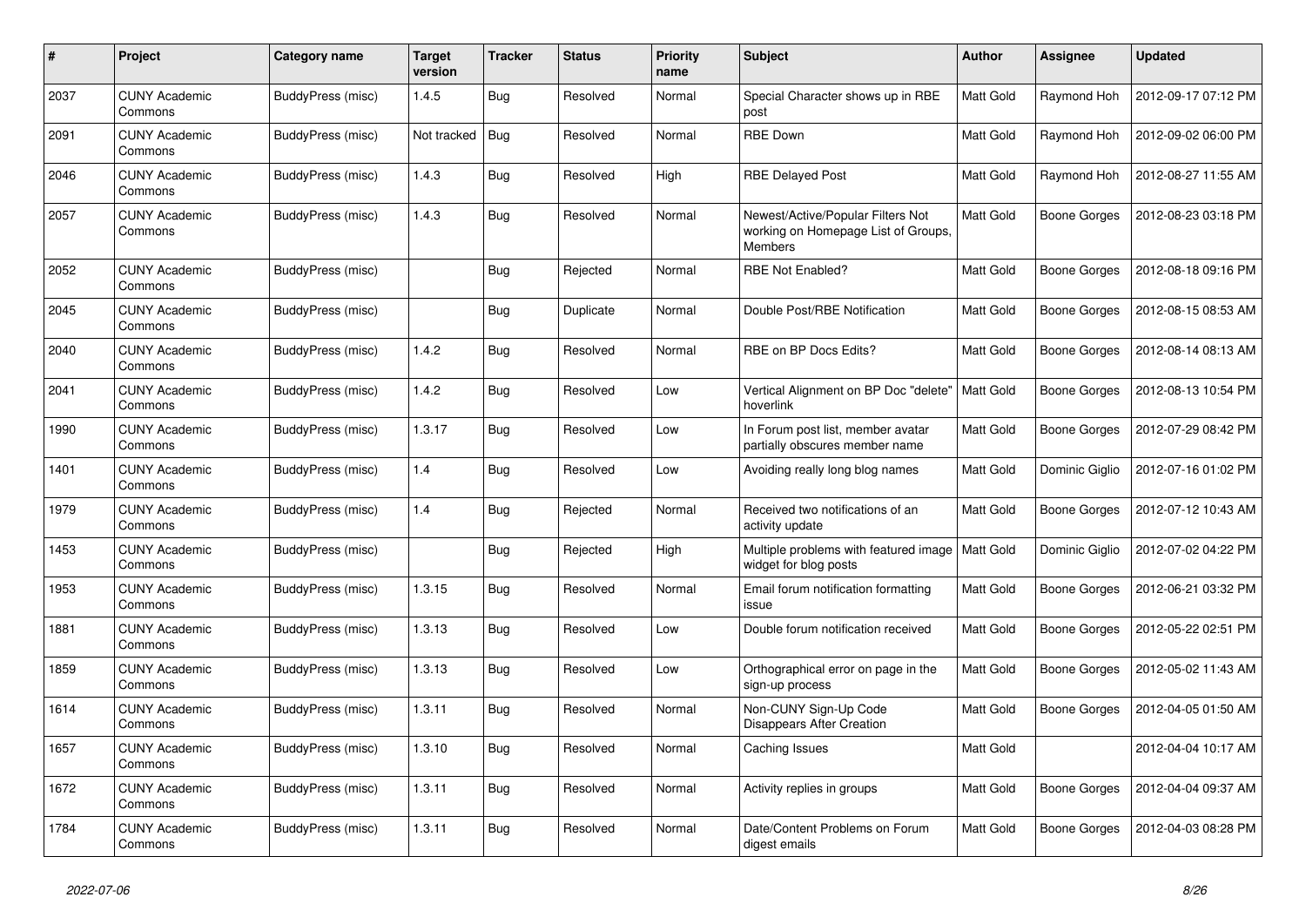| # | Project | Category name | Target version | Tracker | Status | Priority name | Subject | Author | Assignee | Updated |
|---|---|---|---|---|---|---|---|---|---|---|
| 2037 | CUNY Academic Commons | BuddyPress (misc) | 1.4.5 | Bug | Resolved | Normal | Special Character shows up in RBE post | Matt Gold | Raymond Hoh | 2012-09-17 07:12 PM |
| 2091 | CUNY Academic Commons | BuddyPress (misc) | Not tracked | Bug | Resolved | Normal | RBE Down | Matt Gold | Raymond Hoh | 2012-09-02 06:00 PM |
| 2046 | CUNY Academic Commons | BuddyPress (misc) | 1.4.3 | Bug | Resolved | High | RBE Delayed Post | Matt Gold | Raymond Hoh | 2012-08-27 11:55 AM |
| 2057 | CUNY Academic Commons | BuddyPress (misc) | 1.4.3 | Bug | Resolved | Normal | Newest/Active/Popular Filters Not working on Homepage List of Groups, Members | Matt Gold | Boone Gorges | 2012-08-23 03:18 PM |
| 2052 | CUNY Academic Commons | BuddyPress (misc) | | Bug | Rejected | Normal | RBE Not Enabled? | Matt Gold | Boone Gorges | 2012-08-18 09:16 PM |
| 2045 | CUNY Academic Commons | BuddyPress (misc) | | Bug | Duplicate | Normal | Double Post/RBE Notification | Matt Gold | Boone Gorges | 2012-08-15 08:53 AM |
| 2040 | CUNY Academic Commons | BuddyPress (misc) | 1.4.2 | Bug | Resolved | Normal | RBE on BP Docs Edits? | Matt Gold | Boone Gorges | 2012-08-14 08:13 AM |
| 2041 | CUNY Academic Commons | BuddyPress (misc) | 1.4.2 | Bug | Resolved | Low | Vertical Alignment on BP Doc "delete" hoverlink | Matt Gold | Boone Gorges | 2012-08-13 10:54 PM |
| 1990 | CUNY Academic Commons | BuddyPress (misc) | 1.3.17 | Bug | Resolved | Low | In Forum post list, member avatar partially obscures member name | Matt Gold | Boone Gorges | 2012-07-29 08:42 PM |
| 1401 | CUNY Academic Commons | BuddyPress (misc) | 1.4 | Bug | Resolved | Low | Avoiding really long blog names | Matt Gold | Dominic Giglio | 2012-07-16 01:02 PM |
| 1979 | CUNY Academic Commons | BuddyPress (misc) | 1.4 | Bug | Rejected | Normal | Received two notifications of an activity update | Matt Gold | Boone Gorges | 2012-07-12 10:43 AM |
| 1453 | CUNY Academic Commons | BuddyPress (misc) | | Bug | Rejected | High | Multiple problems with featured image widget for blog posts | Matt Gold | Dominic Giglio | 2012-07-02 04:22 PM |
| 1953 | CUNY Academic Commons | BuddyPress (misc) | 1.3.15 | Bug | Resolved | Normal | Email forum notification formatting issue | Matt Gold | Boone Gorges | 2012-06-21 03:32 PM |
| 1881 | CUNY Academic Commons | BuddyPress (misc) | 1.3.13 | Bug | Resolved | Low | Double forum notification received | Matt Gold | Boone Gorges | 2012-05-22 02:51 PM |
| 1859 | CUNY Academic Commons | BuddyPress (misc) | 1.3.13 | Bug | Resolved | Low | Orthographical error on page in the sign-up process | Matt Gold | Boone Gorges | 2012-05-02 11:43 AM |
| 1614 | CUNY Academic Commons | BuddyPress (misc) | 1.3.11 | Bug | Resolved | Normal | Non-CUNY Sign-Up Code Disappears After Creation | Matt Gold | Boone Gorges | 2012-04-05 01:50 AM |
| 1657 | CUNY Academic Commons | BuddyPress (misc) | 1.3.10 | Bug | Resolved | Normal | Caching Issues | Matt Gold | | 2012-04-04 10:17 AM |
| 1672 | CUNY Academic Commons | BuddyPress (misc) | 1.3.11 | Bug | Resolved | Normal | Activity replies in groups | Matt Gold | Boone Gorges | 2012-04-04 09:37 AM |
| 1784 | CUNY Academic Commons | BuddyPress (misc) | 1.3.11 | Bug | Resolved | Normal | Date/Content Problems on Forum digest emails | Matt Gold | Boone Gorges | 2012-04-03 08:28 PM |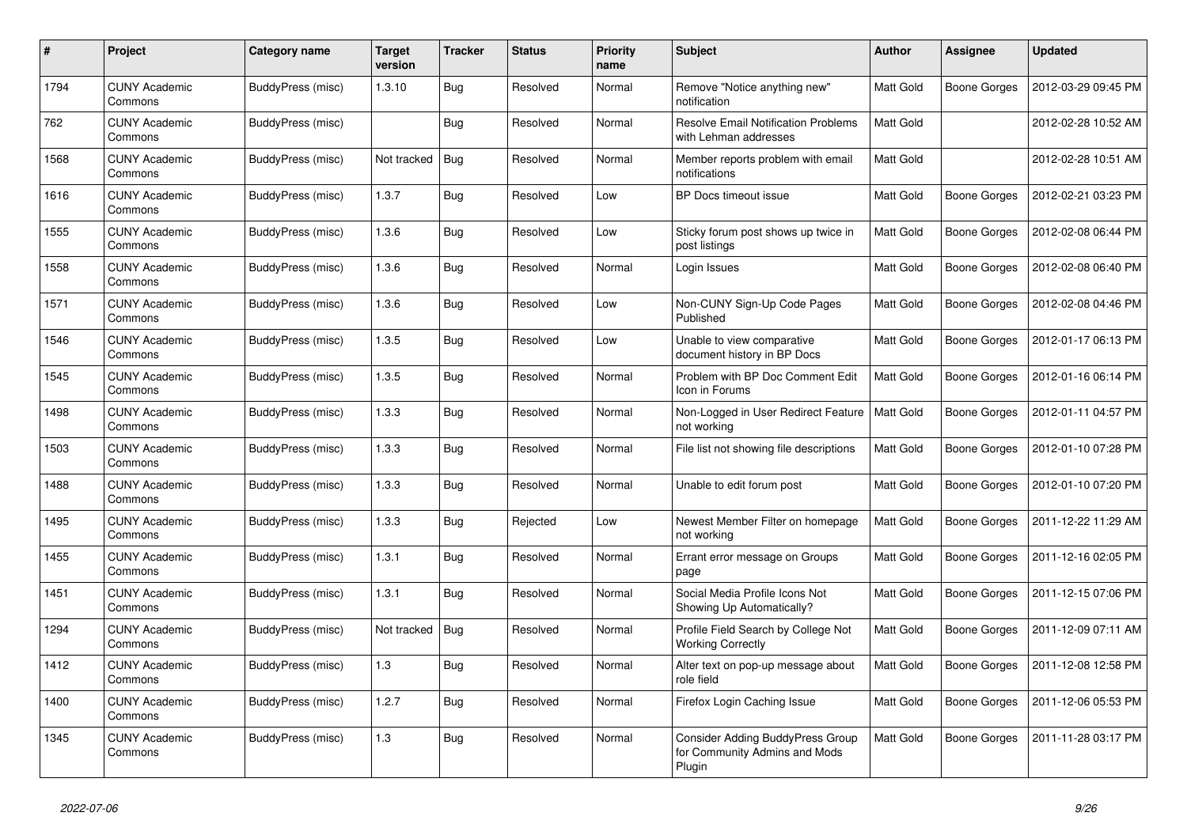| # | Project | Category name | Target version | Tracker | Status | Priority name | Subject | Author | Assignee | Updated |
|---|---|---|---|---|---|---|---|---|---|---|
| 1794 | CUNY Academic Commons | BuddyPress (misc) | 1.3.10 | Bug | Resolved | Normal | Remove "Notice anything new" notification | Matt Gold | Boone Gorges | 2012-03-29 09:45 PM |
| 762 | CUNY Academic Commons | BuddyPress (misc) | | Bug | Resolved | Normal | Resolve Email Notification Problems with Lehman addresses | Matt Gold | | 2012-02-28 10:52 AM |
| 1568 | CUNY Academic Commons | BuddyPress (misc) | Not tracked | Bug | Resolved | Normal | Member reports problem with email notifications | Matt Gold | | 2012-02-28 10:51 AM |
| 1616 | CUNY Academic Commons | BuddyPress (misc) | 1.3.7 | Bug | Resolved | Low | BP Docs timeout issue | Matt Gold | Boone Gorges | 2012-02-21 03:23 PM |
| 1555 | CUNY Academic Commons | BuddyPress (misc) | 1.3.6 | Bug | Resolved | Low | Sticky forum post shows up twice in post listings | Matt Gold | Boone Gorges | 2012-02-08 06:44 PM |
| 1558 | CUNY Academic Commons | BuddyPress (misc) | 1.3.6 | Bug | Resolved | Normal | Login Issues | Matt Gold | Boone Gorges | 2012-02-08 06:40 PM |
| 1571 | CUNY Academic Commons | BuddyPress (misc) | 1.3.6 | Bug | Resolved | Low | Non-CUNY Sign-Up Code Pages Published | Matt Gold | Boone Gorges | 2012-02-08 04:46 PM |
| 1546 | CUNY Academic Commons | BuddyPress (misc) | 1.3.5 | Bug | Resolved | Low | Unable to view comparative document history in BP Docs | Matt Gold | Boone Gorges | 2012-01-17 06:13 PM |
| 1545 | CUNY Academic Commons | BuddyPress (misc) | 1.3.5 | Bug | Resolved | Normal | Problem with BP Doc Comment Edit Icon in Forums | Matt Gold | Boone Gorges | 2012-01-16 06:14 PM |
| 1498 | CUNY Academic Commons | BuddyPress (misc) | 1.3.3 | Bug | Resolved | Normal | Non-Logged in User Redirect Feature not working | Matt Gold | Boone Gorges | 2012-01-11 04:57 PM |
| 1503 | CUNY Academic Commons | BuddyPress (misc) | 1.3.3 | Bug | Resolved | Normal | File list not showing file descriptions | Matt Gold | Boone Gorges | 2012-01-10 07:28 PM |
| 1488 | CUNY Academic Commons | BuddyPress (misc) | 1.3.3 | Bug | Resolved | Normal | Unable to edit forum post | Matt Gold | Boone Gorges | 2012-01-10 07:20 PM |
| 1495 | CUNY Academic Commons | BuddyPress (misc) | 1.3.3 | Bug | Rejected | Low | Newest Member Filter on homepage not working | Matt Gold | Boone Gorges | 2011-12-22 11:29 AM |
| 1455 | CUNY Academic Commons | BuddyPress (misc) | 1.3.1 | Bug | Resolved | Normal | Errant error message on Groups page | Matt Gold | Boone Gorges | 2011-12-16 02:05 PM |
| 1451 | CUNY Academic Commons | BuddyPress (misc) | 1.3.1 | Bug | Resolved | Normal | Social Media Profile Icons Not Showing Up Automatically? | Matt Gold | Boone Gorges | 2011-12-15 07:06 PM |
| 1294 | CUNY Academic Commons | BuddyPress (misc) | Not tracked | Bug | Resolved | Normal | Profile Field Search by College Not Working Correctly | Matt Gold | Boone Gorges | 2011-12-09 07:11 AM |
| 1412 | CUNY Academic Commons | BuddyPress (misc) | 1.3 | Bug | Resolved | Normal | Alter text on pop-up message about role field | Matt Gold | Boone Gorges | 2011-12-08 12:58 PM |
| 1400 | CUNY Academic Commons | BuddyPress (misc) | 1.2.7 | Bug | Resolved | Normal | Firefox Login Caching Issue | Matt Gold | Boone Gorges | 2011-12-06 05:53 PM |
| 1345 | CUNY Academic Commons | BuddyPress (misc) | 1.3 | Bug | Resolved | Normal | Consider Adding BuddyPress Group for Community Admins and Mods Plugin | Matt Gold | Boone Gorges | 2011-11-28 03:17 PM |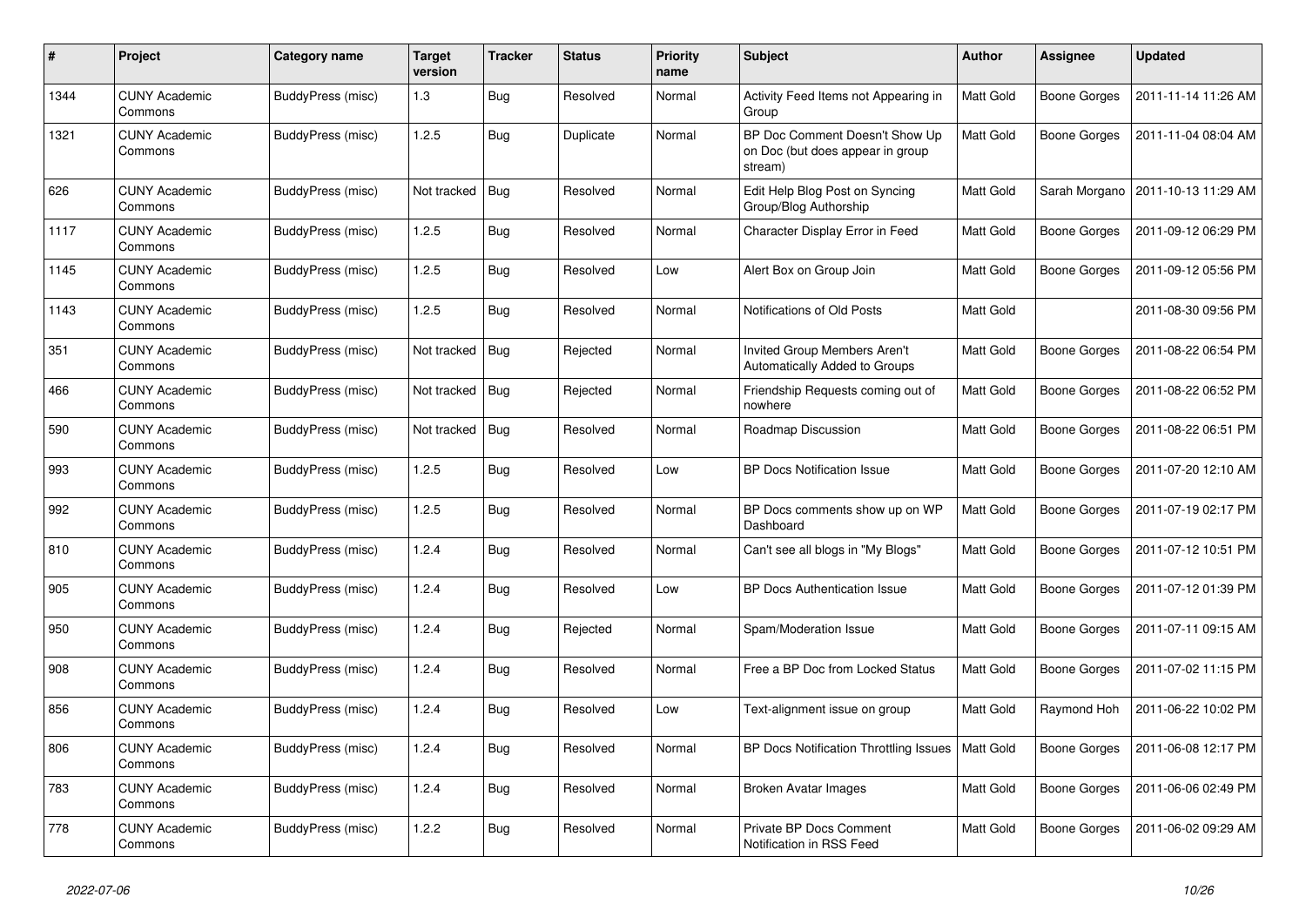| # | Project | Category name | Target version | Tracker | Status | Priority name | Subject | Author | Assignee | Updated |
|---|---|---|---|---|---|---|---|---|---|---|
| 1344 | CUNY Academic Commons | BuddyPress (misc) | 1.3 | Bug | Resolved | Normal | Activity Feed Items not Appearing in Group | Matt Gold | Boone Gorges | 2011-11-14 11:26 AM |
| 1321 | CUNY Academic Commons | BuddyPress (misc) | 1.2.5 | Bug | Duplicate | Normal | BP Doc Comment Doesn't Show Up on Doc (but does appear in group stream) | Matt Gold | Boone Gorges | 2011-11-04 08:04 AM |
| 626 | CUNY Academic Commons | BuddyPress (misc) | Not tracked | Bug | Resolved | Normal | Edit Help Blog Post on Syncing Group/Blog Authorship | Matt Gold | Sarah Morgano | 2011-10-13 11:29 AM |
| 1117 | CUNY Academic Commons | BuddyPress (misc) | 1.2.5 | Bug | Resolved | Normal | Character Display Error in Feed | Matt Gold | Boone Gorges | 2011-09-12 06:29 PM |
| 1145 | CUNY Academic Commons | BuddyPress (misc) | 1.2.5 | Bug | Resolved | Low | Alert Box on Group Join | Matt Gold | Boone Gorges | 2011-09-12 05:56 PM |
| 1143 | CUNY Academic Commons | BuddyPress (misc) | 1.2.5 | Bug | Resolved | Normal | Notifications of Old Posts | Matt Gold | | 2011-08-30 09:56 PM |
| 351 | CUNY Academic Commons | BuddyPress (misc) | Not tracked | Bug | Rejected | Normal | Invited Group Members Aren't Automatically Added to Groups | Matt Gold | Boone Gorges | 2011-08-22 06:54 PM |
| 466 | CUNY Academic Commons | BuddyPress (misc) | Not tracked | Bug | Rejected | Normal | Friendship Requests coming out of nowhere | Matt Gold | Boone Gorges | 2011-08-22 06:52 PM |
| 590 | CUNY Academic Commons | BuddyPress (misc) | Not tracked | Bug | Resolved | Normal | Roadmap Discussion | Matt Gold | Boone Gorges | 2011-08-22 06:51 PM |
| 993 | CUNY Academic Commons | BuddyPress (misc) | 1.2.5 | Bug | Resolved | Low | BP Docs Notification Issue | Matt Gold | Boone Gorges | 2011-07-20 12:10 AM |
| 992 | CUNY Academic Commons | BuddyPress (misc) | 1.2.5 | Bug | Resolved | Normal | BP Docs comments show up on WP Dashboard | Matt Gold | Boone Gorges | 2011-07-19 02:17 PM |
| 810 | CUNY Academic Commons | BuddyPress (misc) | 1.2.4 | Bug | Resolved | Normal | Can't see all blogs in "My Blogs" | Matt Gold | Boone Gorges | 2011-07-12 10:51 PM |
| 905 | CUNY Academic Commons | BuddyPress (misc) | 1.2.4 | Bug | Resolved | Low | BP Docs Authentication Issue | Matt Gold | Boone Gorges | 2011-07-12 01:39 PM |
| 950 | CUNY Academic Commons | BuddyPress (misc) | 1.2.4 | Bug | Rejected | Normal | Spam/Moderation Issue | Matt Gold | Boone Gorges | 2011-07-11 09:15 AM |
| 908 | CUNY Academic Commons | BuddyPress (misc) | 1.2.4 | Bug | Resolved | Normal | Free a BP Doc from Locked Status | Matt Gold | Boone Gorges | 2011-07-02 11:15 PM |
| 856 | CUNY Academic Commons | BuddyPress (misc) | 1.2.4 | Bug | Resolved | Low | Text-alignment issue on group | Matt Gold | Raymond Hoh | 2011-06-22 10:02 PM |
| 806 | CUNY Academic Commons | BuddyPress (misc) | 1.2.4 | Bug | Resolved | Normal | BP Docs Notification Throttling Issues | Matt Gold | Boone Gorges | 2011-06-08 12:17 PM |
| 783 | CUNY Academic Commons | BuddyPress (misc) | 1.2.4 | Bug | Resolved | Normal | Broken Avatar Images | Matt Gold | Boone Gorges | 2011-06-06 02:49 PM |
| 778 | CUNY Academic Commons | BuddyPress (misc) | 1.2.2 | Bug | Resolved | Normal | Private BP Docs Comment Notification in RSS Feed | Matt Gold | Boone Gorges | 2011-06-02 09:29 AM |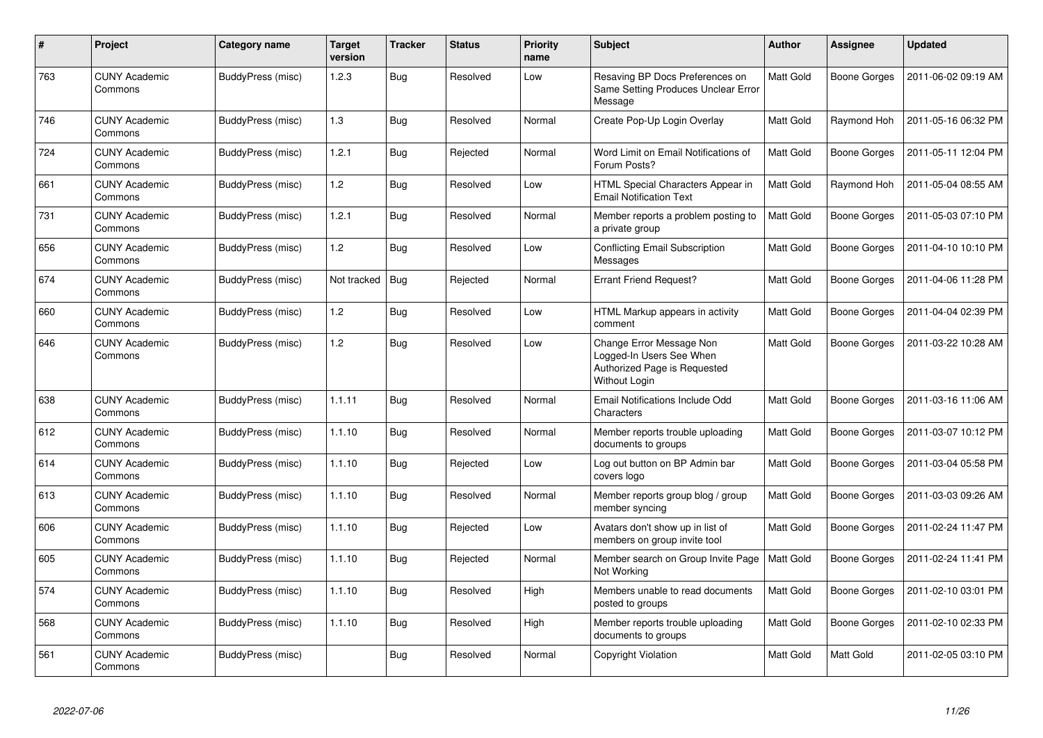| # | Project | Category name | Target version | Tracker | Status | Priority name | Subject | Author | Assignee | Updated |
|---|---|---|---|---|---|---|---|---|---|---|
| 763 | CUNY Academic Commons | BuddyPress (misc) | 1.2.3 | Bug | Resolved | Low | Resaving BP Docs Preferences on Same Setting Produces Unclear Error Message | Matt Gold | Boone Gorges | 2011-06-02 09:19 AM |
| 746 | CUNY Academic Commons | BuddyPress (misc) | 1.3 | Bug | Resolved | Normal | Create Pop-Up Login Overlay | Matt Gold | Raymond Hoh | 2011-05-16 06:32 PM |
| 724 | CUNY Academic Commons | BuddyPress (misc) | 1.2.1 | Bug | Rejected | Normal | Word Limit on Email Notifications of Forum Posts? | Matt Gold | Boone Gorges | 2011-05-11 12:04 PM |
| 661 | CUNY Academic Commons | BuddyPress (misc) | 1.2 | Bug | Resolved | Low | HTML Special Characters Appear in Email Notification Text | Matt Gold | Raymond Hoh | 2011-05-04 08:55 AM |
| 731 | CUNY Academic Commons | BuddyPress (misc) | 1.2.1 | Bug | Resolved | Normal | Member reports a problem posting to a private group | Matt Gold | Boone Gorges | 2011-05-03 07:10 PM |
| 656 | CUNY Academic Commons | BuddyPress (misc) | 1.2 | Bug | Resolved | Low | Conflicting Email Subscription Messages | Matt Gold | Boone Gorges | 2011-04-10 10:10 PM |
| 674 | CUNY Academic Commons | BuddyPress (misc) | Not tracked | Bug | Rejected | Normal | Errant Friend Request? | Matt Gold | Boone Gorges | 2011-04-06 11:28 PM |
| 660 | CUNY Academic Commons | BuddyPress (misc) | 1.2 | Bug | Resolved | Low | HTML Markup appears in activity comment | Matt Gold | Boone Gorges | 2011-04-04 02:39 PM |
| 646 | CUNY Academic Commons | BuddyPress (misc) | 1.2 | Bug | Resolved | Low | Change Error Message Non Logged-In Users See When Authorized Page is Requested Without Login | Matt Gold | Boone Gorges | 2011-03-22 10:28 AM |
| 638 | CUNY Academic Commons | BuddyPress (misc) | 1.1.11 | Bug | Resolved | Normal | Email Notifications Include Odd Characters | Matt Gold | Boone Gorges | 2011-03-16 11:06 AM |
| 612 | CUNY Academic Commons | BuddyPress (misc) | 1.1.10 | Bug | Resolved | Normal | Member reports trouble uploading documents to groups | Matt Gold | Boone Gorges | 2011-03-07 10:12 PM |
| 614 | CUNY Academic Commons | BuddyPress (misc) | 1.1.10 | Bug | Rejected | Low | Log out button on BP Admin bar covers logo | Matt Gold | Boone Gorges | 2011-03-04 05:58 PM |
| 613 | CUNY Academic Commons | BuddyPress (misc) | 1.1.10 | Bug | Resolved | Normal | Member reports group blog / group member syncing | Matt Gold | Boone Gorges | 2011-03-03 09:26 AM |
| 606 | CUNY Academic Commons | BuddyPress (misc) | 1.1.10 | Bug | Rejected | Low | Avatars don't show up in list of members on group invite tool | Matt Gold | Boone Gorges | 2011-02-24 11:47 PM |
| 605 | CUNY Academic Commons | BuddyPress (misc) | 1.1.10 | Bug | Rejected | Normal | Member search on Group Invite Page Not Working | Matt Gold | Boone Gorges | 2011-02-24 11:41 PM |
| 574 | CUNY Academic Commons | BuddyPress (misc) | 1.1.10 | Bug | Resolved | High | Members unable to read documents posted to groups | Matt Gold | Boone Gorges | 2011-02-10 03:01 PM |
| 568 | CUNY Academic Commons | BuddyPress (misc) | 1.1.10 | Bug | Resolved | High | Member reports trouble uploading documents to groups | Matt Gold | Boone Gorges | 2011-02-10 02:33 PM |
| 561 | CUNY Academic Commons | BuddyPress (misc) | | Bug | Resolved | Normal | Copyright Violation | Matt Gold | Matt Gold | 2011-02-05 03:10 PM |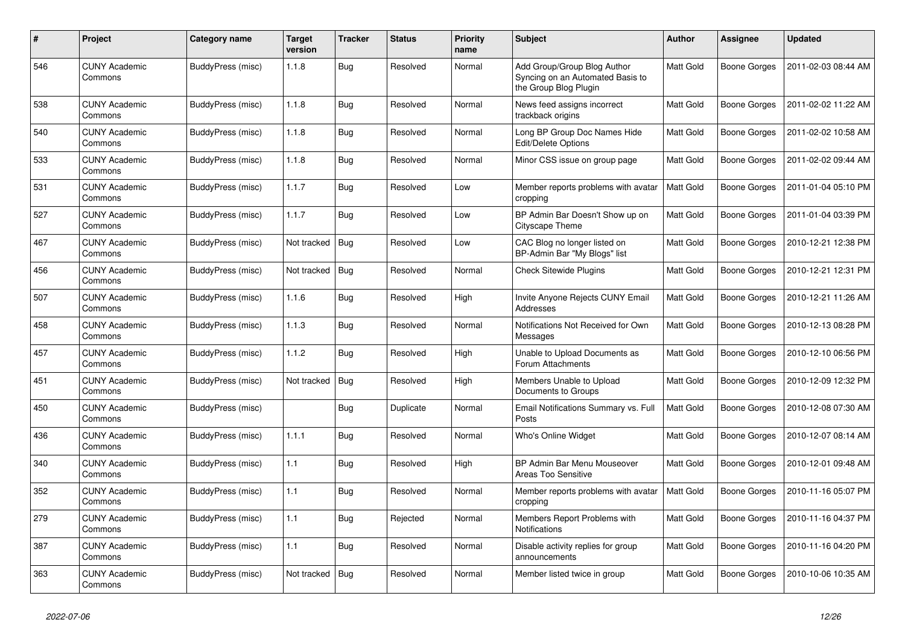| # | Project | Category name | Target version | Tracker | Status | Priority name | Subject | Author | Assignee | Updated |
|---|---|---|---|---|---|---|---|---|---|---|
| 546 | CUNY Academic Commons | BuddyPress (misc) | 1.1.8 | Bug | Resolved | Normal | Add Group/Group Blog Author Syncing on an Automated Basis to the Group Blog Plugin | Matt Gold | Boone Gorges | 2011-02-03 08:44 AM |
| 538 | CUNY Academic Commons | BuddyPress (misc) | 1.1.8 | Bug | Resolved | Normal | News feed assigns incorrect trackback origins | Matt Gold | Boone Gorges | 2011-02-02 11:22 AM |
| 540 | CUNY Academic Commons | BuddyPress (misc) | 1.1.8 | Bug | Resolved | Normal | Long BP Group Doc Names Hide Edit/Delete Options | Matt Gold | Boone Gorges | 2011-02-02 10:58 AM |
| 533 | CUNY Academic Commons | BuddyPress (misc) | 1.1.8 | Bug | Resolved | Normal | Minor CSS issue on group page | Matt Gold | Boone Gorges | 2011-02-02 09:44 AM |
| 531 | CUNY Academic Commons | BuddyPress (misc) | 1.1.7 | Bug | Resolved | Low | Member reports problems with avatar cropping | Matt Gold | Boone Gorges | 2011-01-04 05:10 PM |
| 527 | CUNY Academic Commons | BuddyPress (misc) | 1.1.7 | Bug | Resolved | Low | BP Admin Bar Doesn't Show up on Cityscape Theme | Matt Gold | Boone Gorges | 2011-01-04 03:39 PM |
| 467 | CUNY Academic Commons | BuddyPress (misc) | Not tracked | Bug | Resolved | Low | CAC Blog no longer listed on BP-Admin Bar "My Blogs" list | Matt Gold | Boone Gorges | 2010-12-21 12:38 PM |
| 456 | CUNY Academic Commons | BuddyPress (misc) | Not tracked | Bug | Resolved | Normal | Check Sitewide Plugins | Matt Gold | Boone Gorges | 2010-12-21 12:31 PM |
| 507 | CUNY Academic Commons | BuddyPress (misc) | 1.1.6 | Bug | Resolved | High | Invite Anyone Rejects CUNY Email Addresses | Matt Gold | Boone Gorges | 2010-12-21 11:26 AM |
| 458 | CUNY Academic Commons | BuddyPress (misc) | 1.1.3 | Bug | Resolved | Normal | Notifications Not Received for Own Messages | Matt Gold | Boone Gorges | 2010-12-13 08:28 PM |
| 457 | CUNY Academic Commons | BuddyPress (misc) | 1.1.2 | Bug | Resolved | High | Unable to Upload Documents as Forum Attachments | Matt Gold | Boone Gorges | 2010-12-10 06:56 PM |
| 451 | CUNY Academic Commons | BuddyPress (misc) | Not tracked | Bug | Resolved | High | Members Unable to Upload Documents to Groups | Matt Gold | Boone Gorges | 2010-12-09 12:32 PM |
| 450 | CUNY Academic Commons | BuddyPress (misc) | | Bug | Duplicate | Normal | Email Notifications Summary vs. Full Posts | Matt Gold | Boone Gorges | 2010-12-08 07:30 AM |
| 436 | CUNY Academic Commons | BuddyPress (misc) | 1.1.1 | Bug | Resolved | Normal | Who's Online Widget | Matt Gold | Boone Gorges | 2010-12-07 08:14 AM |
| 340 | CUNY Academic Commons | BuddyPress (misc) | 1.1 | Bug | Resolved | High | BP Admin Bar Menu Mouseover Areas Too Sensitive | Matt Gold | Boone Gorges | 2010-12-01 09:48 AM |
| 352 | CUNY Academic Commons | BuddyPress (misc) | 1.1 | Bug | Resolved | Normal | Member reports problems with avatar cropping | Matt Gold | Boone Gorges | 2010-11-16 05:07 PM |
| 279 | CUNY Academic Commons | BuddyPress (misc) | 1.1 | Bug | Rejected | Normal | Members Report Problems with Notifications | Matt Gold | Boone Gorges | 2010-11-16 04:37 PM |
| 387 | CUNY Academic Commons | BuddyPress (misc) | 1.1 | Bug | Resolved | Normal | Disable activity replies for group announcements | Matt Gold | Boone Gorges | 2010-11-16 04:20 PM |
| 363 | CUNY Academic Commons | BuddyPress (misc) | Not tracked | Bug | Resolved | Normal | Member listed twice in group | Matt Gold | Boone Gorges | 2010-10-06 10:35 AM |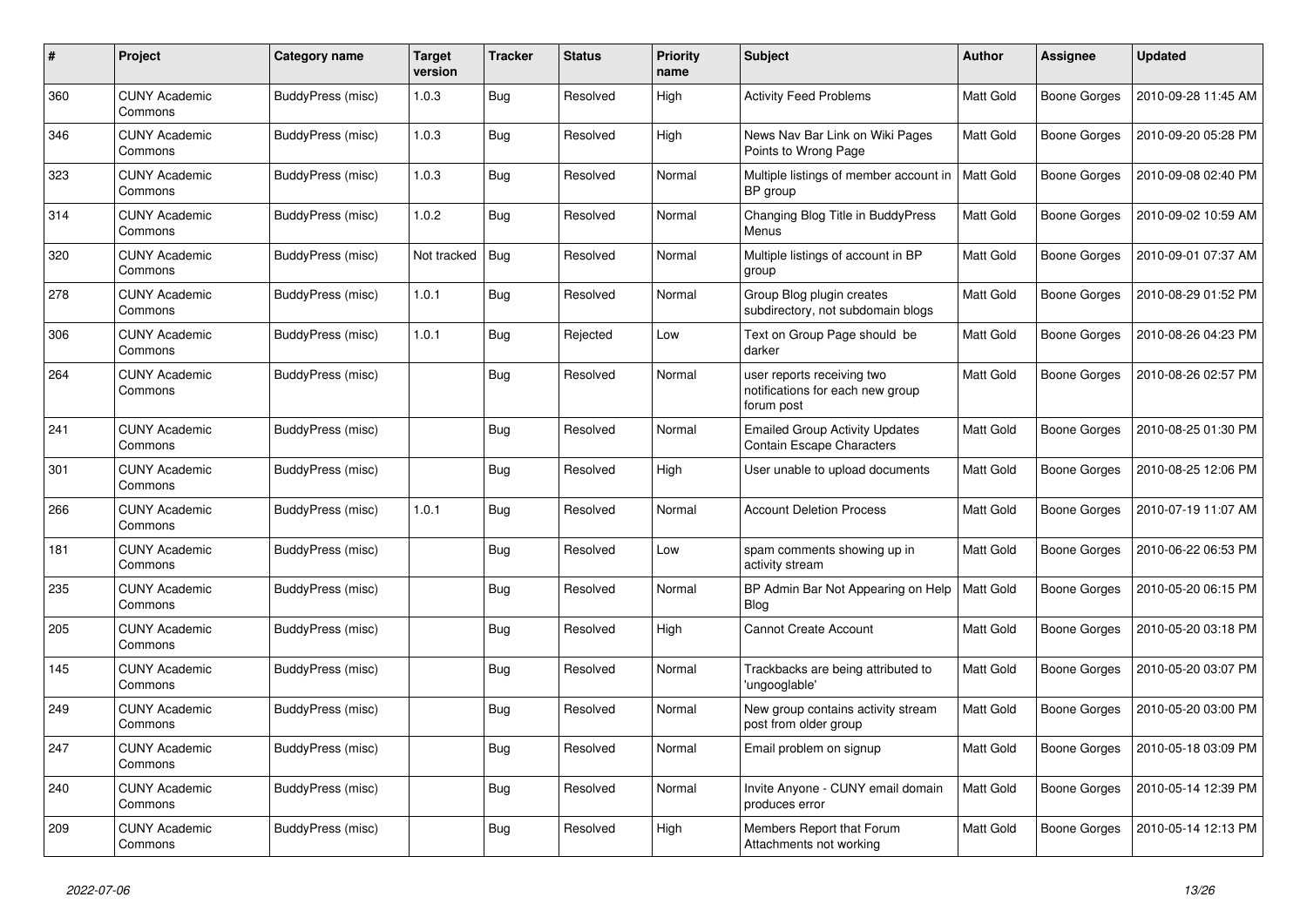| # | Project | Category name | Target version | Tracker | Status | Priority name | Subject | Author | Assignee | Updated |
|---|---|---|---|---|---|---|---|---|---|---|
| 360 | CUNY Academic Commons | BuddyPress (misc) | 1.0.3 | Bug | Resolved | High | Activity Feed Problems | Matt Gold | Boone Gorges | 2010-09-28 11:45 AM |
| 346 | CUNY Academic Commons | BuddyPress (misc) | 1.0.3 | Bug | Resolved | High | News Nav Bar Link on Wiki Pages Points to Wrong Page | Matt Gold | Boone Gorges | 2010-09-20 05:28 PM |
| 323 | CUNY Academic Commons | BuddyPress (misc) | 1.0.3 | Bug | Resolved | Normal | Multiple listings of member account in BP group | Matt Gold | Boone Gorges | 2010-09-08 02:40 PM |
| 314 | CUNY Academic Commons | BuddyPress (misc) | 1.0.2 | Bug | Resolved | Normal | Changing Blog Title in BuddyPress Menus | Matt Gold | Boone Gorges | 2010-09-02 10:59 AM |
| 320 | CUNY Academic Commons | BuddyPress (misc) | Not tracked | Bug | Resolved | Normal | Multiple listings of account in BP group | Matt Gold | Boone Gorges | 2010-09-01 07:37 AM |
| 278 | CUNY Academic Commons | BuddyPress (misc) | 1.0.1 | Bug | Resolved | Normal | Group Blog plugin creates subdirectory, not subdomain blogs | Matt Gold | Boone Gorges | 2010-08-29 01:52 PM |
| 306 | CUNY Academic Commons | BuddyPress (misc) | 1.0.1 | Bug | Rejected | Low | Text on Group Page should be darker | Matt Gold | Boone Gorges | 2010-08-26 04:23 PM |
| 264 | CUNY Academic Commons | BuddyPress (misc) | | Bug | Resolved | Normal | user reports receiving two notifications for each new group forum post | Matt Gold | Boone Gorges | 2010-08-26 02:57 PM |
| 241 | CUNY Academic Commons | BuddyPress (misc) | | Bug | Resolved | Normal | Emailed Group Activity Updates Contain Escape Characters | Matt Gold | Boone Gorges | 2010-08-25 01:30 PM |
| 301 | CUNY Academic Commons | BuddyPress (misc) | | Bug | Resolved | High | User unable to upload documents | Matt Gold | Boone Gorges | 2010-08-25 12:06 PM |
| 266 | CUNY Academic Commons | BuddyPress (misc) | 1.0.1 | Bug | Resolved | Normal | Account Deletion Process | Matt Gold | Boone Gorges | 2010-07-19 11:07 AM |
| 181 | CUNY Academic Commons | BuddyPress (misc) | | Bug | Resolved | Low | spam comments showing up in activity stream | Matt Gold | Boone Gorges | 2010-06-22 06:53 PM |
| 235 | CUNY Academic Commons | BuddyPress (misc) | | Bug | Resolved | Normal | BP Admin Bar Not Appearing on Help Blog | Matt Gold | Boone Gorges | 2010-05-20 06:15 PM |
| 205 | CUNY Academic Commons | BuddyPress (misc) | | Bug | Resolved | High | Cannot Create Account | Matt Gold | Boone Gorges | 2010-05-20 03:18 PM |
| 145 | CUNY Academic Commons | BuddyPress (misc) | | Bug | Resolved | Normal | Trackbacks are being attributed to 'ungooglable' | Matt Gold | Boone Gorges | 2010-05-20 03:07 PM |
| 249 | CUNY Academic Commons | BuddyPress (misc) | | Bug | Resolved | Normal | New group contains activity stream post from older group | Matt Gold | Boone Gorges | 2010-05-20 03:00 PM |
| 247 | CUNY Academic Commons | BuddyPress (misc) | | Bug | Resolved | Normal | Email problem on signup | Matt Gold | Boone Gorges | 2010-05-18 03:09 PM |
| 240 | CUNY Academic Commons | BuddyPress (misc) | | Bug | Resolved | Normal | Invite Anyone - CUNY email domain produces error | Matt Gold | Boone Gorges | 2010-05-14 12:39 PM |
| 209 | CUNY Academic Commons | BuddyPress (misc) | | Bug | Resolved | High | Members Report that Forum Attachments not working | Matt Gold | Boone Gorges | 2010-05-14 12:13 PM |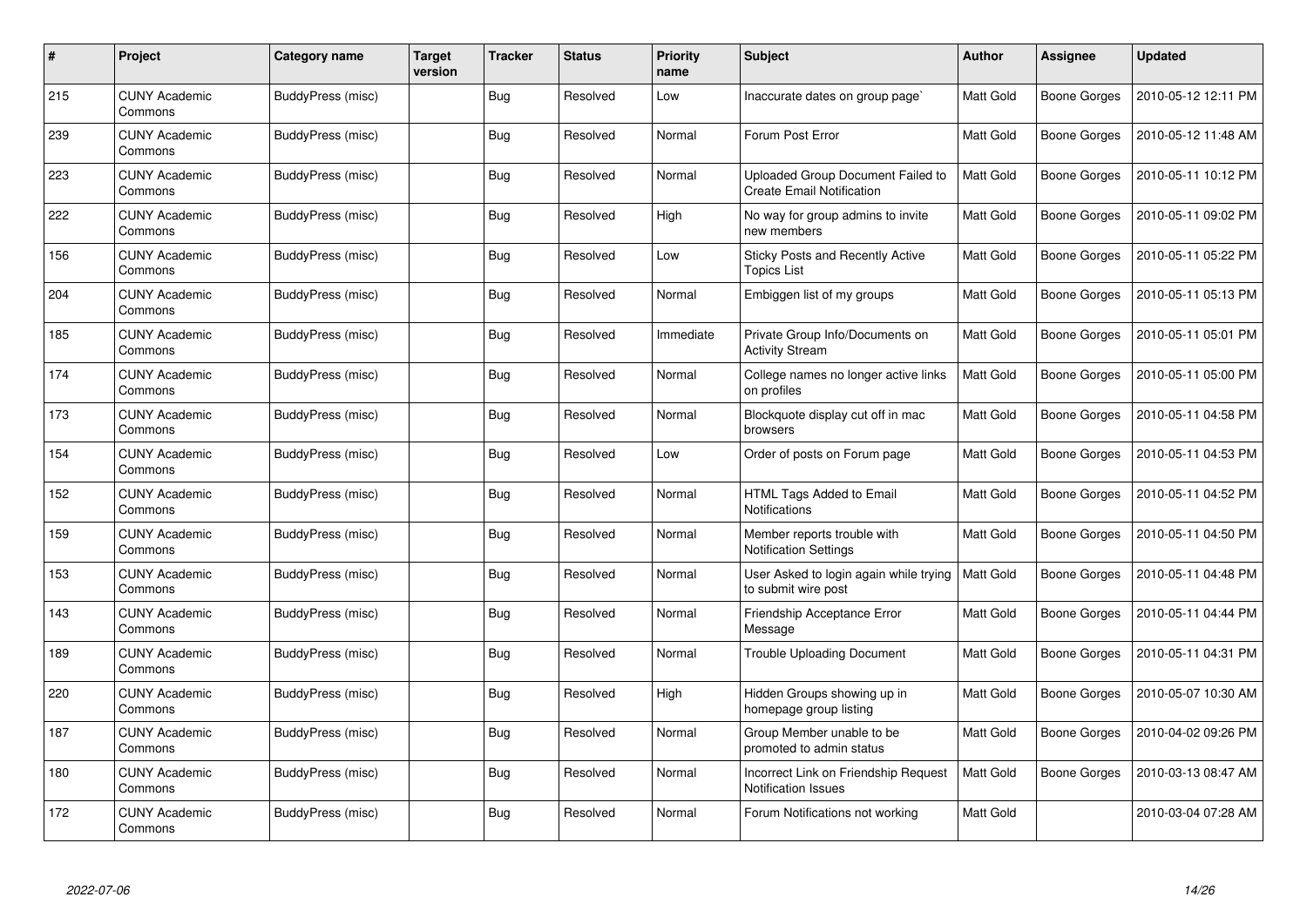| # | Project | Category name | Target version | Tracker | Status | Priority name | Subject | Author | Assignee | Updated |
|---|---|---|---|---|---|---|---|---|---|---|
| 215 | CUNY Academic Commons | BuddyPress (misc) | | Bug | Resolved | Low | Inaccurate dates on group page` | Matt Gold | Boone Gorges | 2010-05-12 12:11 PM |
| 239 | CUNY Academic Commons | BuddyPress (misc) | | Bug | Resolved | Normal | Forum Post Error | Matt Gold | Boone Gorges | 2010-05-12 11:48 AM |
| 223 | CUNY Academic Commons | BuddyPress (misc) | | Bug | Resolved | Normal | Uploaded Group Document Failed to Create Email Notification | Matt Gold | Boone Gorges | 2010-05-11 10:12 PM |
| 222 | CUNY Academic Commons | BuddyPress (misc) | | Bug | Resolved | High | No way for group admins to invite new members | Matt Gold | Boone Gorges | 2010-05-11 09:02 PM |
| 156 | CUNY Academic Commons | BuddyPress (misc) | | Bug | Resolved | Low | Sticky Posts and Recently Active Topics List | Matt Gold | Boone Gorges | 2010-05-11 05:22 PM |
| 204 | CUNY Academic Commons | BuddyPress (misc) | | Bug | Resolved | Normal | Embiggen list of my groups | Matt Gold | Boone Gorges | 2010-05-11 05:13 PM |
| 185 | CUNY Academic Commons | BuddyPress (misc) | | Bug | Resolved | Immediate | Private Group Info/Documents on Activity Stream | Matt Gold | Boone Gorges | 2010-05-11 05:01 PM |
| 174 | CUNY Academic Commons | BuddyPress (misc) | | Bug | Resolved | Normal | College names no longer active links on profiles | Matt Gold | Boone Gorges | 2010-05-11 05:00 PM |
| 173 | CUNY Academic Commons | BuddyPress (misc) | | Bug | Resolved | Normal | Blockquote display cut off in mac browsers | Matt Gold | Boone Gorges | 2010-05-11 04:58 PM |
| 154 | CUNY Academic Commons | BuddyPress (misc) | | Bug | Resolved | Low | Order of posts on Forum page | Matt Gold | Boone Gorges | 2010-05-11 04:53 PM |
| 152 | CUNY Academic Commons | BuddyPress (misc) | | Bug | Resolved | Normal | HTML Tags Added to Email Notifications | Matt Gold | Boone Gorges | 2010-05-11 04:52 PM |
| 159 | CUNY Academic Commons | BuddyPress (misc) | | Bug | Resolved | Normal | Member reports trouble with Notification Settings | Matt Gold | Boone Gorges | 2010-05-11 04:50 PM |
| 153 | CUNY Academic Commons | BuddyPress (misc) | | Bug | Resolved | Normal | User Asked to login again while trying to submit wire post | Matt Gold | Boone Gorges | 2010-05-11 04:48 PM |
| 143 | CUNY Academic Commons | BuddyPress (misc) | | Bug | Resolved | Normal | Friendship Acceptance Error Message | Matt Gold | Boone Gorges | 2010-05-11 04:44 PM |
| 189 | CUNY Academic Commons | BuddyPress (misc) | | Bug | Resolved | Normal | Trouble Uploading Document | Matt Gold | Boone Gorges | 2010-05-11 04:31 PM |
| 220 | CUNY Academic Commons | BuddyPress (misc) | | Bug | Resolved | High | Hidden Groups showing up in homepage group listing | Matt Gold | Boone Gorges | 2010-05-07 10:30 AM |
| 187 | CUNY Academic Commons | BuddyPress (misc) | | Bug | Resolved | Normal | Group Member unable to be promoted to admin status | Matt Gold | Boone Gorges | 2010-04-02 09:26 PM |
| 180 | CUNY Academic Commons | BuddyPress (misc) | | Bug | Resolved | Normal | Incorrect Link on Friendship Request Notification Issues | Matt Gold | Boone Gorges | 2010-03-13 08:47 AM |
| 172 | CUNY Academic Commons | BuddyPress (misc) | | Bug | Resolved | Normal | Forum Notifications not working | Matt Gold | | 2010-03-04 07:28 AM |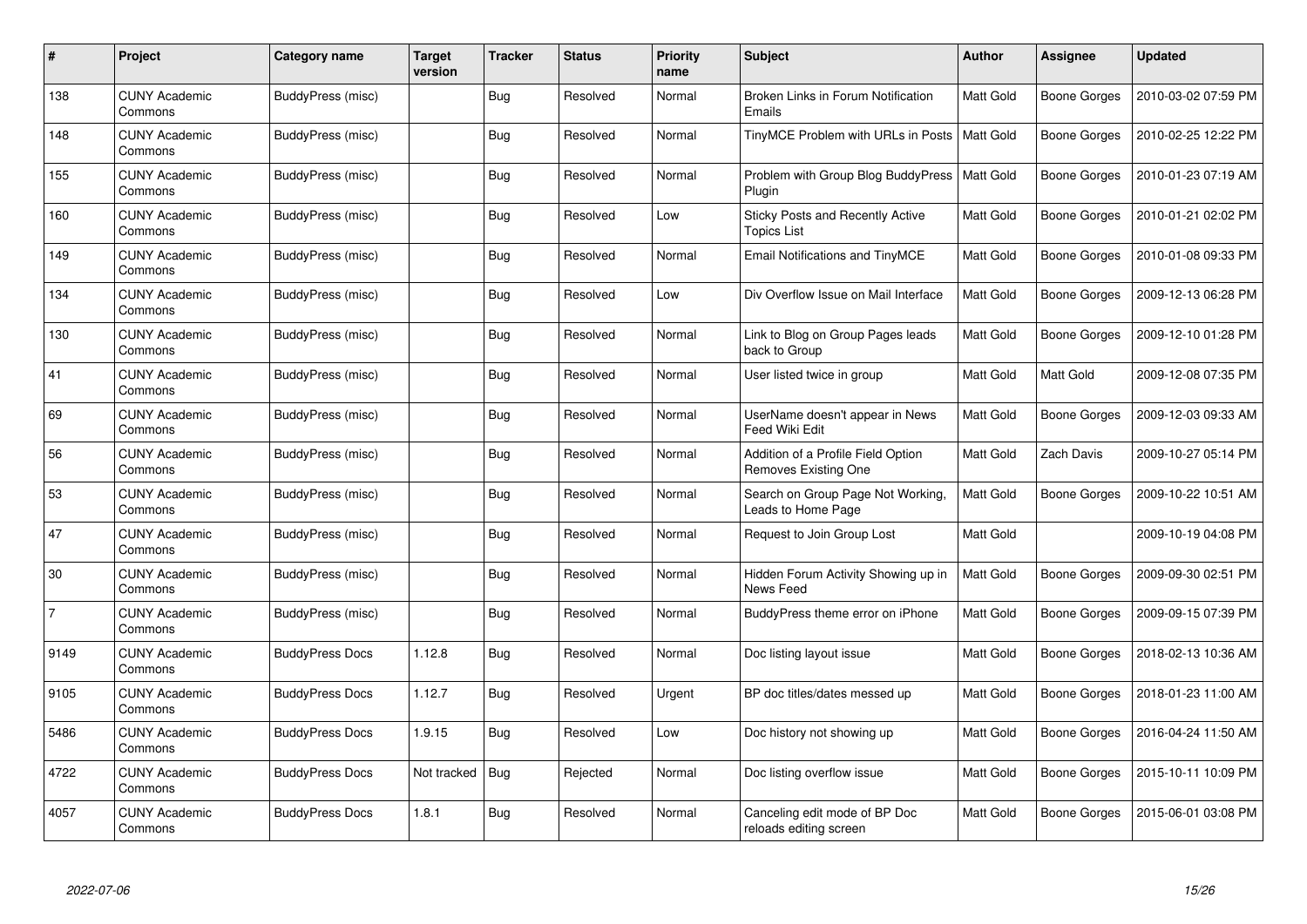| # | Project | Category name | Target version | Tracker | Status | Priority name | Subject | Author | Assignee | Updated |
|---|---|---|---|---|---|---|---|---|---|---|
| 138 | CUNY Academic Commons | BuddyPress (misc) | | Bug | Resolved | Normal | Broken Links in Forum Notification Emails | Matt Gold | Boone Gorges | 2010-03-02 07:59 PM |
| 148 | CUNY Academic Commons | BuddyPress (misc) | | Bug | Resolved | Normal | TinyMCE Problem with URLs in Posts | Matt Gold | Boone Gorges | 2010-02-25 12:22 PM |
| 155 | CUNY Academic Commons | BuddyPress (misc) | | Bug | Resolved | Normal | Problem with Group Blog BuddyPress Plugin | Matt Gold | Boone Gorges | 2010-01-23 07:19 AM |
| 160 | CUNY Academic Commons | BuddyPress (misc) | | Bug | Resolved | Low | Sticky Posts and Recently Active Topics List | Matt Gold | Boone Gorges | 2010-01-21 02:02 PM |
| 149 | CUNY Academic Commons | BuddyPress (misc) | | Bug | Resolved | Normal | Email Notifications and TinyMCE | Matt Gold | Boone Gorges | 2010-01-08 09:33 PM |
| 134 | CUNY Academic Commons | BuddyPress (misc) | | Bug | Resolved | Low | Div Overflow Issue on Mail Interface | Matt Gold | Boone Gorges | 2009-12-13 06:28 PM |
| 130 | CUNY Academic Commons | BuddyPress (misc) | | Bug | Resolved | Normal | Link to Blog on Group Pages leads back to Group | Matt Gold | Boone Gorges | 2009-12-10 01:28 PM |
| 41 | CUNY Academic Commons | BuddyPress (misc) | | Bug | Resolved | Normal | User listed twice in group | Matt Gold | Matt Gold | 2009-12-08 07:35 PM |
| 69 | CUNY Academic Commons | BuddyPress (misc) | | Bug | Resolved | Normal | UserName doesn't appear in News Feed Wiki Edit | Matt Gold | Boone Gorges | 2009-12-03 09:33 AM |
| 56 | CUNY Academic Commons | BuddyPress (misc) | | Bug | Resolved | Normal | Addition of a Profile Field Option Removes Existing One | Matt Gold | Zach Davis | 2009-10-27 05:14 PM |
| 53 | CUNY Academic Commons | BuddyPress (misc) | | Bug | Resolved | Normal | Search on Group Page Not Working, Leads to Home Page | Matt Gold | Boone Gorges | 2009-10-22 10:51 AM |
| 47 | CUNY Academic Commons | BuddyPress (misc) | | Bug | Resolved | Normal | Request to Join Group Lost | Matt Gold | | 2009-10-19 04:08 PM |
| 30 | CUNY Academic Commons | BuddyPress (misc) | | Bug | Resolved | Normal | Hidden Forum Activity Showing up in News Feed | Matt Gold | Boone Gorges | 2009-09-30 02:51 PM |
| 7 | CUNY Academic Commons | BuddyPress (misc) | | Bug | Resolved | Normal | BuddyPress theme error on iPhone | Matt Gold | Boone Gorges | 2009-09-15 07:39 PM |
| 9149 | CUNY Academic Commons | BuddyPress Docs | 1.12.8 | Bug | Resolved | Normal | Doc listing layout issue | Matt Gold | Boone Gorges | 2018-02-13 10:36 AM |
| 9105 | CUNY Academic Commons | BuddyPress Docs | 1.12.7 | Bug | Resolved | Urgent | BP doc titles/dates messed up | Matt Gold | Boone Gorges | 2018-01-23 11:00 AM |
| 5486 | CUNY Academic Commons | BuddyPress Docs | 1.9.15 | Bug | Resolved | Low | Doc history not showing up | Matt Gold | Boone Gorges | 2016-04-24 11:50 AM |
| 4722 | CUNY Academic Commons | BuddyPress Docs | Not tracked | Bug | Rejected | Normal | Doc listing overflow issue | Matt Gold | Boone Gorges | 2015-10-11 10:09 PM |
| 4057 | CUNY Academic Commons | BuddyPress Docs | 1.8.1 | Bug | Resolved | Normal | Canceling edit mode of BP Doc reloads editing screen | Matt Gold | Boone Gorges | 2015-06-01 03:08 PM |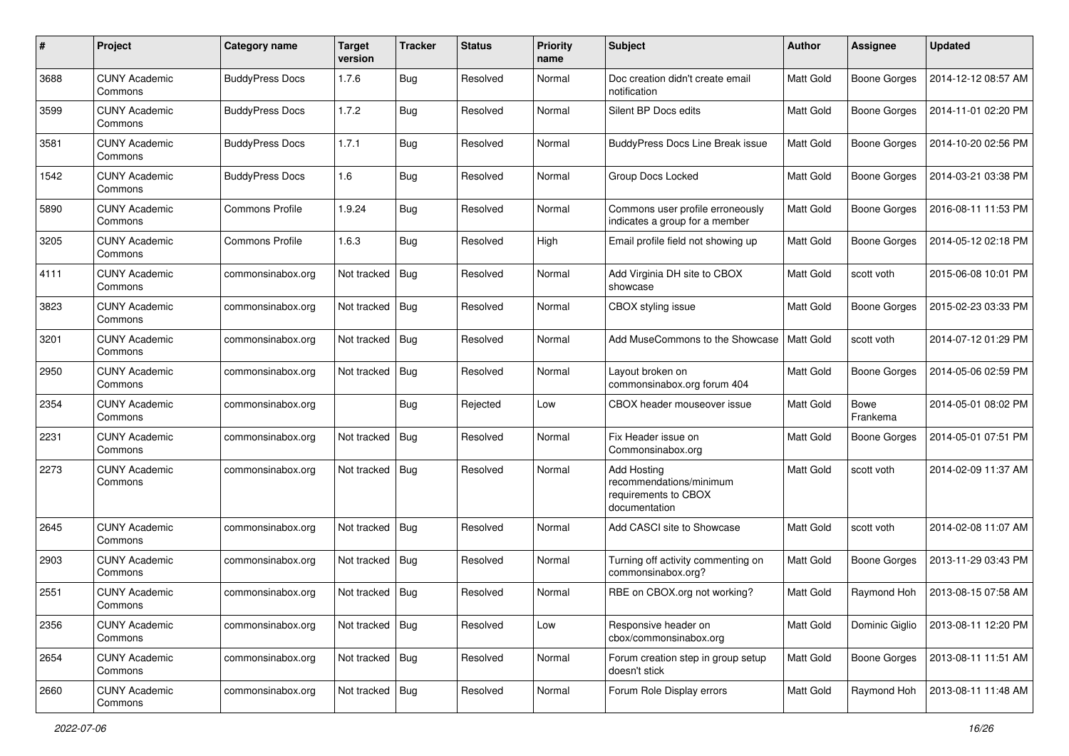| # | Project | Category name | Target version | Tracker | Status | Priority name | Subject | Author | Assignee | Updated |
|---|---|---|---|---|---|---|---|---|---|---|
| 3688 | CUNY Academic Commons | BuddyPress Docs | 1.7.6 | Bug | Resolved | Normal | Doc creation didn't create email notification | Matt Gold | Boone Gorges | 2014-12-12 08:57 AM |
| 3599 | CUNY Academic Commons | BuddyPress Docs | 1.7.2 | Bug | Resolved | Normal | Silent BP Docs edits | Matt Gold | Boone Gorges | 2014-11-01 02:20 PM |
| 3581 | CUNY Academic Commons | BuddyPress Docs | 1.7.1 | Bug | Resolved | Normal | BuddyPress Docs Line Break issue | Matt Gold | Boone Gorges | 2014-10-20 02:56 PM |
| 1542 | CUNY Academic Commons | BuddyPress Docs | 1.6 | Bug | Resolved | Normal | Group Docs Locked | Matt Gold | Boone Gorges | 2014-03-21 03:38 PM |
| 5890 | CUNY Academic Commons | Commons Profile | 1.9.24 | Bug | Resolved | Normal | Commons user profile erroneously indicates a group for a member | Matt Gold | Boone Gorges | 2016-08-11 11:53 PM |
| 3205 | CUNY Academic Commons | Commons Profile | 1.6.3 | Bug | Resolved | High | Email profile field not showing up | Matt Gold | Boone Gorges | 2014-05-12 02:18 PM |
| 4111 | CUNY Academic Commons | commonsinabox.org | Not tracked | Bug | Resolved | Normal | Add Virginia DH site to CBOX showcase | Matt Gold | scott voth | 2015-06-08 10:01 PM |
| 3823 | CUNY Academic Commons | commonsinabox.org | Not tracked | Bug | Resolved | Normal | CBOX styling issue | Matt Gold | Boone Gorges | 2015-02-23 03:33 PM |
| 3201 | CUNY Academic Commons | commonsinabox.org | Not tracked | Bug | Resolved | Normal | Add MuseCommons to the Showcase | Matt Gold | scott voth | 2014-07-12 01:29 PM |
| 2950 | CUNY Academic Commons | commonsinabox.org | Not tracked | Bug | Resolved | Normal | Layout broken on commonsinabox.org forum 404 | Matt Gold | Boone Gorges | 2014-05-06 02:59 PM |
| 2354 | CUNY Academic Commons | commonsinabox.org | | Bug | Rejected | Low | CBOX header mouseover issue | Matt Gold | Bowe Frankema | 2014-05-01 08:02 PM |
| 2231 | CUNY Academic Commons | commonsinabox.org | Not tracked | Bug | Resolved | Normal | Fix Header issue on Commonsinabox.org | Matt Gold | Boone Gorges | 2014-05-01 07:51 PM |
| 2273 | CUNY Academic Commons | commonsinabox.org | Not tracked | Bug | Resolved | Normal | Add Hosting recommendations/minimum requirements to CBOX documentation | Matt Gold | scott voth | 2014-02-09 11:37 AM |
| 2645 | CUNY Academic Commons | commonsinabox.org | Not tracked | Bug | Resolved | Normal | Add CASCI site to Showcase | Matt Gold | scott voth | 2014-02-08 11:07 AM |
| 2903 | CUNY Academic Commons | commonsinabox.org | Not tracked | Bug | Resolved | Normal | Turning off activity commenting on commonsinabox.org? | Matt Gold | Boone Gorges | 2013-11-29 03:43 PM |
| 2551 | CUNY Academic Commons | commonsinabox.org | Not tracked | Bug | Resolved | Normal | RBE on CBOX.org not working? | Matt Gold | Raymond Hoh | 2013-08-15 07:58 AM |
| 2356 | CUNY Academic Commons | commonsinabox.org | Not tracked | Bug | Resolved | Low | Responsive header on cbox/commonsinabox.org | Matt Gold | Dominic Giglio | 2013-08-11 12:20 PM |
| 2654 | CUNY Academic Commons | commonsinabox.org | Not tracked | Bug | Resolved | Normal | Forum creation step in group setup doesn't stick | Matt Gold | Boone Gorges | 2013-08-11 11:51 AM |
| 2660 | CUNY Academic Commons | commonsinabox.org | Not tracked | Bug | Resolved | Normal | Forum Role Display errors | Matt Gold | Raymond Hoh | 2013-08-11 11:48 AM |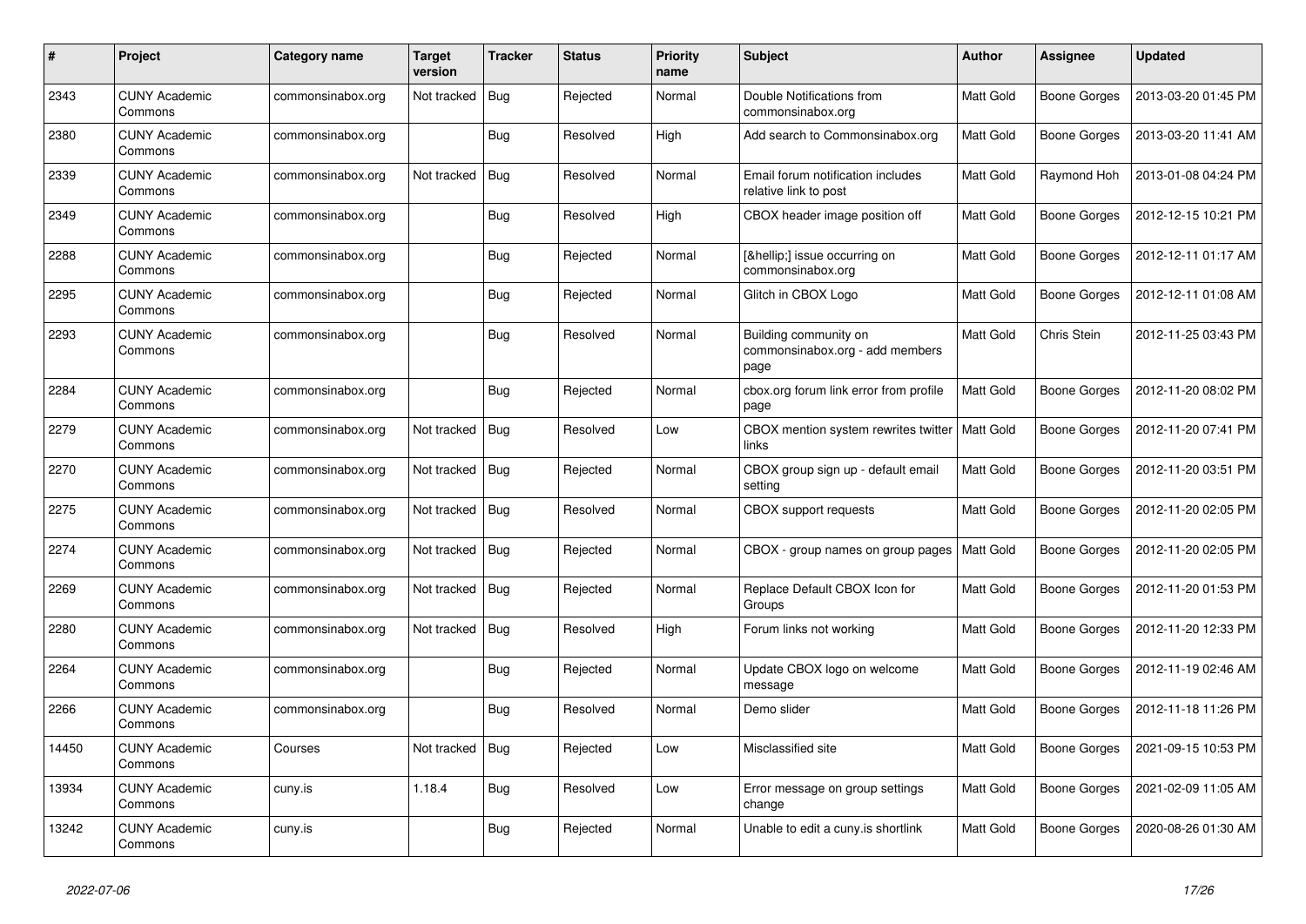| # | Project | Category name | Target version | Tracker | Status | Priority name | Subject | Author | Assignee | Updated |
|---|---|---|---|---|---|---|---|---|---|---|
| 2343 | CUNY Academic Commons | commonsinabox.org | Not tracked | Bug | Rejected | Normal | Double Notifications from commonsinabox.org | Matt Gold | Boone Gorges | 2013-03-20 01:45 PM |
| 2380 | CUNY Academic Commons | commonsinabox.org | | Bug | Resolved | High | Add search to Commonsinabox.org | Matt Gold | Boone Gorges | 2013-03-20 11:41 AM |
| 2339 | CUNY Academic Commons | commonsinabox.org | Not tracked | Bug | Resolved | Normal | Email forum notification includes relative link to post | Matt Gold | Raymond Hoh | 2013-01-08 04:24 PM |
| 2349 | CUNY Academic Commons | commonsinabox.org | | Bug | Resolved | High | CBOX header image position off | Matt Gold | Boone Gorges | 2012-12-15 10:21 PM |
| 2288 | CUNY Academic Commons | commonsinabox.org | | Bug | Rejected | Normal | [&hellip;] issue occurring on commonsinabox.org | Matt Gold | Boone Gorges | 2012-12-11 01:17 AM |
| 2295 | CUNY Academic Commons | commonsinabox.org | | Bug | Rejected | Normal | Glitch in CBOX Logo | Matt Gold | Boone Gorges | 2012-12-11 01:08 AM |
| 2293 | CUNY Academic Commons | commonsinabox.org | | Bug | Resolved | Normal | Building community on commonsinabox.org - add members page | Matt Gold | Chris Stein | 2012-11-25 03:43 PM |
| 2284 | CUNY Academic Commons | commonsinabox.org | | Bug | Rejected | Normal | cbox.org forum link error from profile page | Matt Gold | Boone Gorges | 2012-11-20 08:02 PM |
| 2279 | CUNY Academic Commons | commonsinabox.org | Not tracked | Bug | Resolved | Low | CBOX mention system rewrites twitter links | Matt Gold | Boone Gorges | 2012-11-20 07:41 PM |
| 2270 | CUNY Academic Commons | commonsinabox.org | Not tracked | Bug | Rejected | Normal | CBOX group sign up - default email setting | Matt Gold | Boone Gorges | 2012-11-20 03:51 PM |
| 2275 | CUNY Academic Commons | commonsinabox.org | Not tracked | Bug | Resolved | Normal | CBOX support requests | Matt Gold | Boone Gorges | 2012-11-20 02:05 PM |
| 2274 | CUNY Academic Commons | commonsinabox.org | Not tracked | Bug | Rejected | Normal | CBOX - group names on group pages | Matt Gold | Boone Gorges | 2012-11-20 02:05 PM |
| 2269 | CUNY Academic Commons | commonsinabox.org | Not tracked | Bug | Rejected | Normal | Replace Default CBOX Icon for Groups | Matt Gold | Boone Gorges | 2012-11-20 01:53 PM |
| 2280 | CUNY Academic Commons | commonsinabox.org | Not tracked | Bug | Resolved | High | Forum links not working | Matt Gold | Boone Gorges | 2012-11-20 12:33 PM |
| 2264 | CUNY Academic Commons | commonsinabox.org | | Bug | Rejected | Normal | Update CBOX logo on welcome message | Matt Gold | Boone Gorges | 2012-11-19 02:46 AM |
| 2266 | CUNY Academic Commons | commonsinabox.org | | Bug | Resolved | Normal | Demo slider | Matt Gold | Boone Gorges | 2012-11-18 11:26 PM |
| 14450 | CUNY Academic Commons | Courses | Not tracked | Bug | Rejected | Low | Misclassified site | Matt Gold | Boone Gorges | 2021-09-15 10:53 PM |
| 13934 | CUNY Academic Commons | cuny.is | 1.18.4 | Bug | Resolved | Low | Error message on group settings change | Matt Gold | Boone Gorges | 2021-02-09 11:05 AM |
| 13242 | CUNY Academic Commons | cuny.is | | Bug | Rejected | Normal | Unable to edit a cuny.is shortlink | Matt Gold | Boone Gorges | 2020-08-26 01:30 AM |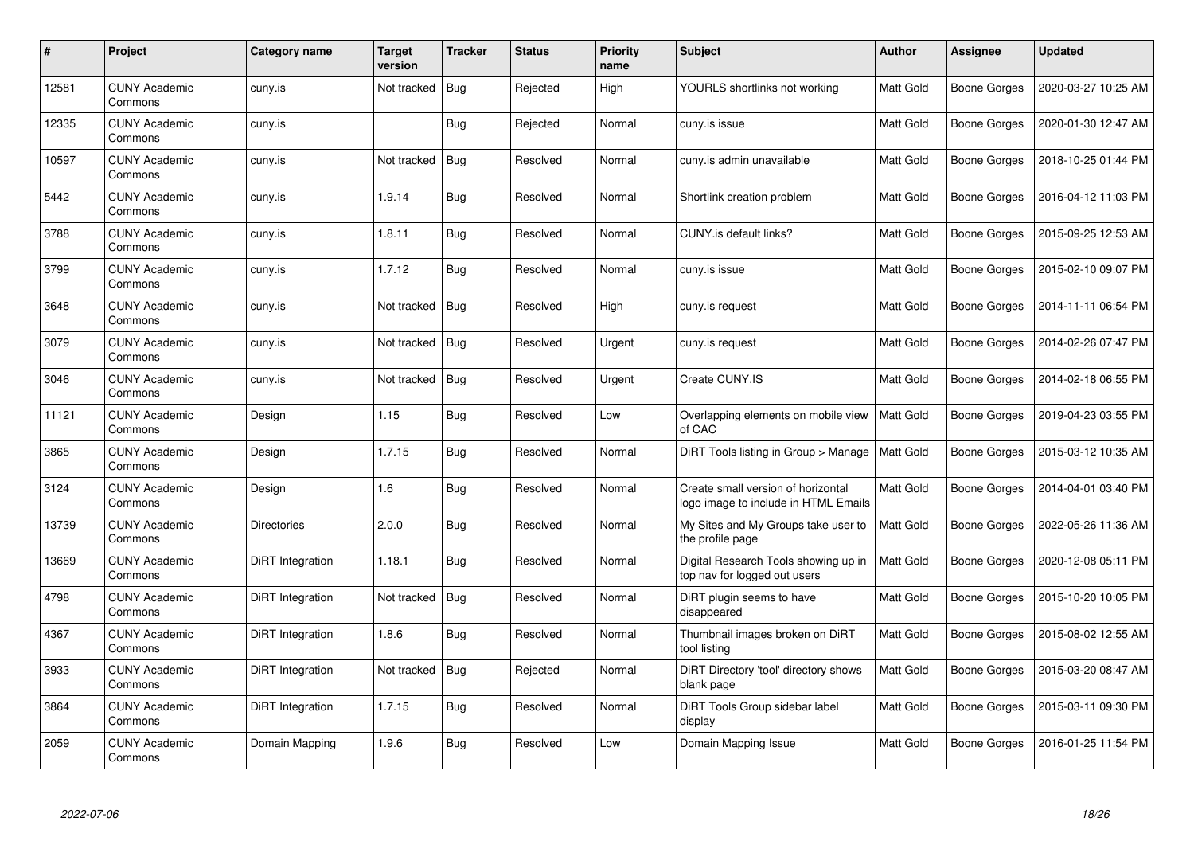| # | Project | Category name | Target version | Tracker | Status | Priority name | Subject | Author | Assignee | Updated |
|---|---|---|---|---|---|---|---|---|---|---|
| 12581 | CUNY Academic Commons | cuny.is | Not tracked | Bug | Rejected | High | YOURLS shortlinks not working | Matt Gold | Boone Gorges | 2020-03-27 10:25 AM |
| 12335 | CUNY Academic Commons | cuny.is | | Bug | Rejected | Normal | cuny.is issue | Matt Gold | Boone Gorges | 2020-01-30 12:47 AM |
| 10597 | CUNY Academic Commons | cuny.is | Not tracked | Bug | Resolved | Normal | cuny.is admin unavailable | Matt Gold | Boone Gorges | 2018-10-25 01:44 PM |
| 5442 | CUNY Academic Commons | cuny.is | 1.9.14 | Bug | Resolved | Normal | Shortlink creation problem | Matt Gold | Boone Gorges | 2016-04-12 11:03 PM |
| 3788 | CUNY Academic Commons | cuny.is | 1.8.11 | Bug | Resolved | Normal | CUNY.is default links? | Matt Gold | Boone Gorges | 2015-09-25 12:53 AM |
| 3799 | CUNY Academic Commons | cuny.is | 1.7.12 | Bug | Resolved | Normal | cuny.is issue | Matt Gold | Boone Gorges | 2015-02-10 09:07 PM |
| 3648 | CUNY Academic Commons | cuny.is | Not tracked | Bug | Resolved | High | cuny.is request | Matt Gold | Boone Gorges | 2014-11-11 06:54 PM |
| 3079 | CUNY Academic Commons | cuny.is | Not tracked | Bug | Resolved | Urgent | cuny.is request | Matt Gold | Boone Gorges | 2014-02-26 07:47 PM |
| 3046 | CUNY Academic Commons | cuny.is | Not tracked | Bug | Resolved | Urgent | Create CUNY.IS | Matt Gold | Boone Gorges | 2014-02-18 06:55 PM |
| 11121 | CUNY Academic Commons | Design | 1.15 | Bug | Resolved | Low | Overlapping elements on mobile view of CAC | Matt Gold | Boone Gorges | 2019-04-23 03:55 PM |
| 3865 | CUNY Academic Commons | Design | 1.7.15 | Bug | Resolved | Normal | DiRT Tools listing in Group > Manage | Matt Gold | Boone Gorges | 2015-03-12 10:35 AM |
| 3124 | CUNY Academic Commons | Design | 1.6 | Bug | Resolved | Normal | Create small version of horizontal logo image to include in HTML Emails | Matt Gold | Boone Gorges | 2014-04-01 03:40 PM |
| 13739 | CUNY Academic Commons | Directories | 2.0.0 | Bug | Resolved | Normal | My Sites and My Groups take user to the profile page | Matt Gold | Boone Gorges | 2022-05-26 11:36 AM |
| 13669 | CUNY Academic Commons | DiRT Integration | 1.18.1 | Bug | Resolved | Normal | Digital Research Tools showing up in top nav for logged out users | Matt Gold | Boone Gorges | 2020-12-08 05:11 PM |
| 4798 | CUNY Academic Commons | DiRT Integration | Not tracked | Bug | Resolved | Normal | DiRT plugin seems to have disappeared | Matt Gold | Boone Gorges | 2015-10-20 10:05 PM |
| 4367 | CUNY Academic Commons | DiRT Integration | 1.8.6 | Bug | Resolved | Normal | Thumbnail images broken on DiRT tool listing | Matt Gold | Boone Gorges | 2015-08-02 12:55 AM |
| 3933 | CUNY Academic Commons | DiRT Integration | Not tracked | Bug | Rejected | Normal | DiRT Directory 'tool' directory shows blank page | Matt Gold | Boone Gorges | 2015-03-20 08:47 AM |
| 3864 | CUNY Academic Commons | DiRT Integration | 1.7.15 | Bug | Resolved | Normal | DiRT Tools Group sidebar label display | Matt Gold | Boone Gorges | 2015-03-11 09:30 PM |
| 2059 | CUNY Academic Commons | Domain Mapping | 1.9.6 | Bug | Resolved | Low | Domain Mapping Issue | Matt Gold | Boone Gorges | 2016-01-25 11:54 PM |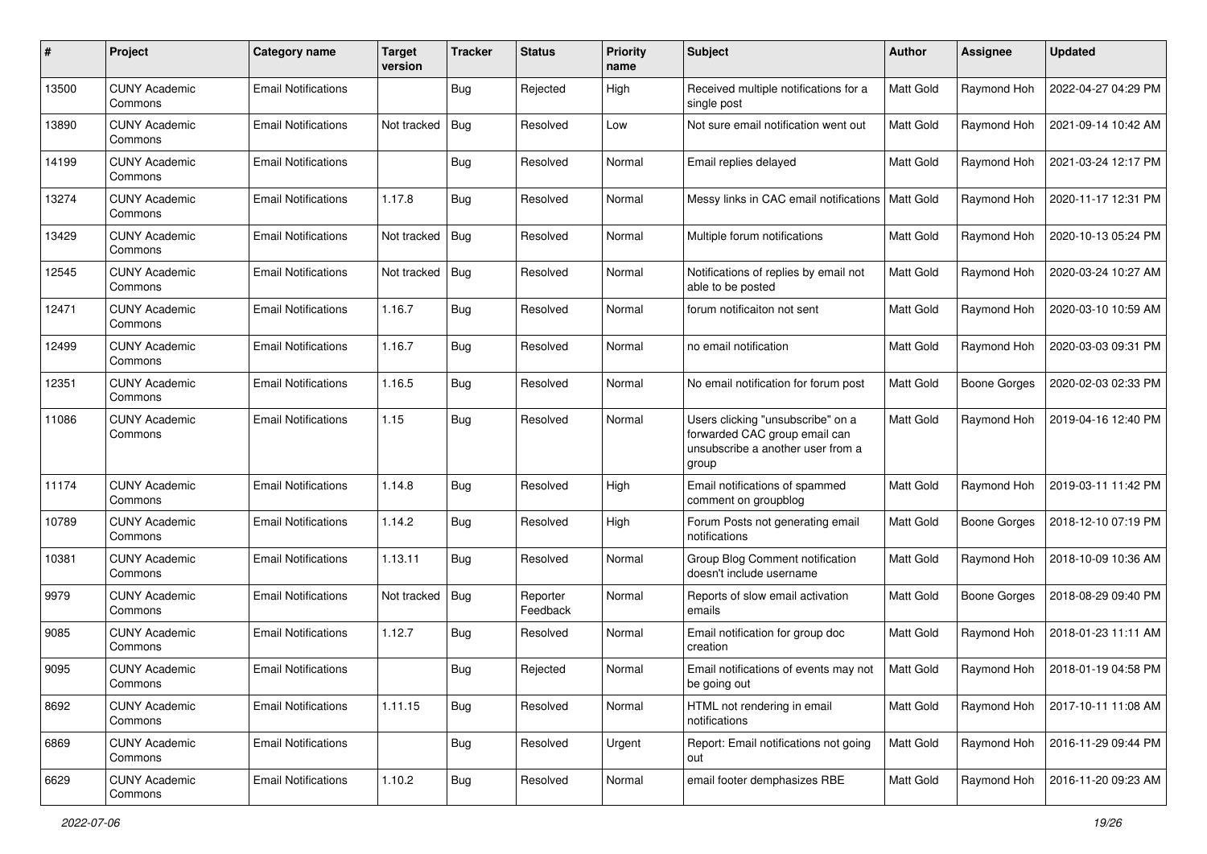| # | Project | Category name | Target version | Tracker | Status | Priority name | Subject | Author | Assignee | Updated |
|---|---|---|---|---|---|---|---|---|---|---|
| 13500 | CUNY Academic Commons | Email Notifications | | Bug | Rejected | High | Received multiple notifications for a single post | Matt Gold | Raymond Hoh | 2022-04-27 04:29 PM |
| 13890 | CUNY Academic Commons | Email Notifications | Not tracked | Bug | Resolved | Low | Not sure email notification went out | Matt Gold | Raymond Hoh | 2021-09-14 10:42 AM |
| 14199 | CUNY Academic Commons | Email Notifications | | Bug | Resolved | Normal | Email replies delayed | Matt Gold | Raymond Hoh | 2021-03-24 12:17 PM |
| 13274 | CUNY Academic Commons | Email Notifications | 1.17.8 | Bug | Resolved | Normal | Messy links in CAC email notifications | Matt Gold | Raymond Hoh | 2020-11-17 12:31 PM |
| 13429 | CUNY Academic Commons | Email Notifications | Not tracked | Bug | Resolved | Normal | Multiple forum notifications | Matt Gold | Raymond Hoh | 2020-10-13 05:24 PM |
| 12545 | CUNY Academic Commons | Email Notifications | Not tracked | Bug | Resolved | Normal | Notifications of replies by email not able to be posted | Matt Gold | Raymond Hoh | 2020-03-24 10:27 AM |
| 12471 | CUNY Academic Commons | Email Notifications | 1.16.7 | Bug | Resolved | Normal | forum notificaiton not sent | Matt Gold | Raymond Hoh | 2020-03-10 10:59 AM |
| 12499 | CUNY Academic Commons | Email Notifications | 1.16.7 | Bug | Resolved | Normal | no email notification | Matt Gold | Raymond Hoh | 2020-03-03 09:31 PM |
| 12351 | CUNY Academic Commons | Email Notifications | 1.16.5 | Bug | Resolved | Normal | No email notification for forum post | Matt Gold | Boone Gorges | 2020-02-03 02:33 PM |
| 11086 | CUNY Academic Commons | Email Notifications | 1.15 | Bug | Resolved | Normal | Users clicking "unsubscribe" on a forwarded CAC group email can unsubscribe a another user from a group | Matt Gold | Raymond Hoh | 2019-04-16 12:40 PM |
| 11174 | CUNY Academic Commons | Email Notifications | 1.14.8 | Bug | Resolved | High | Email notifications of spammed comment on groupblog | Matt Gold | Raymond Hoh | 2019-03-11 11:42 PM |
| 10789 | CUNY Academic Commons | Email Notifications | 1.14.2 | Bug | Resolved | High | Forum Posts not generating email notifications | Matt Gold | Boone Gorges | 2018-12-10 07:19 PM |
| 10381 | CUNY Academic Commons | Email Notifications | 1.13.11 | Bug | Resolved | Normal | Group Blog Comment notification doesn't include username | Matt Gold | Raymond Hoh | 2018-10-09 10:36 AM |
| 9979 | CUNY Academic Commons | Email Notifications | Not tracked | Bug | Reporter Feedback | Normal | Reports of slow email activation emails | Matt Gold | Boone Gorges | 2018-08-29 09:40 PM |
| 9085 | CUNY Academic Commons | Email Notifications | 1.12.7 | Bug | Resolved | Normal | Email notification for group doc creation | Matt Gold | Raymond Hoh | 2018-01-23 11:11 AM |
| 9095 | CUNY Academic Commons | Email Notifications | | Bug | Rejected | Normal | Email notifications of events may not be going out | Matt Gold | Raymond Hoh | 2018-01-19 04:58 PM |
| 8692 | CUNY Academic Commons | Email Notifications | 1.11.15 | Bug | Resolved | Normal | HTML not rendering in email notifications | Matt Gold | Raymond Hoh | 2017-10-11 11:08 AM |
| 6869 | CUNY Academic Commons | Email Notifications | | Bug | Resolved | Urgent | Report: Email notifications not going out | Matt Gold | Raymond Hoh | 2016-11-29 09:44 PM |
| 6629 | CUNY Academic Commons | Email Notifications | 1.10.2 | Bug | Resolved | Normal | email footer demphasizes RBE | Matt Gold | Raymond Hoh | 2016-11-20 09:23 AM |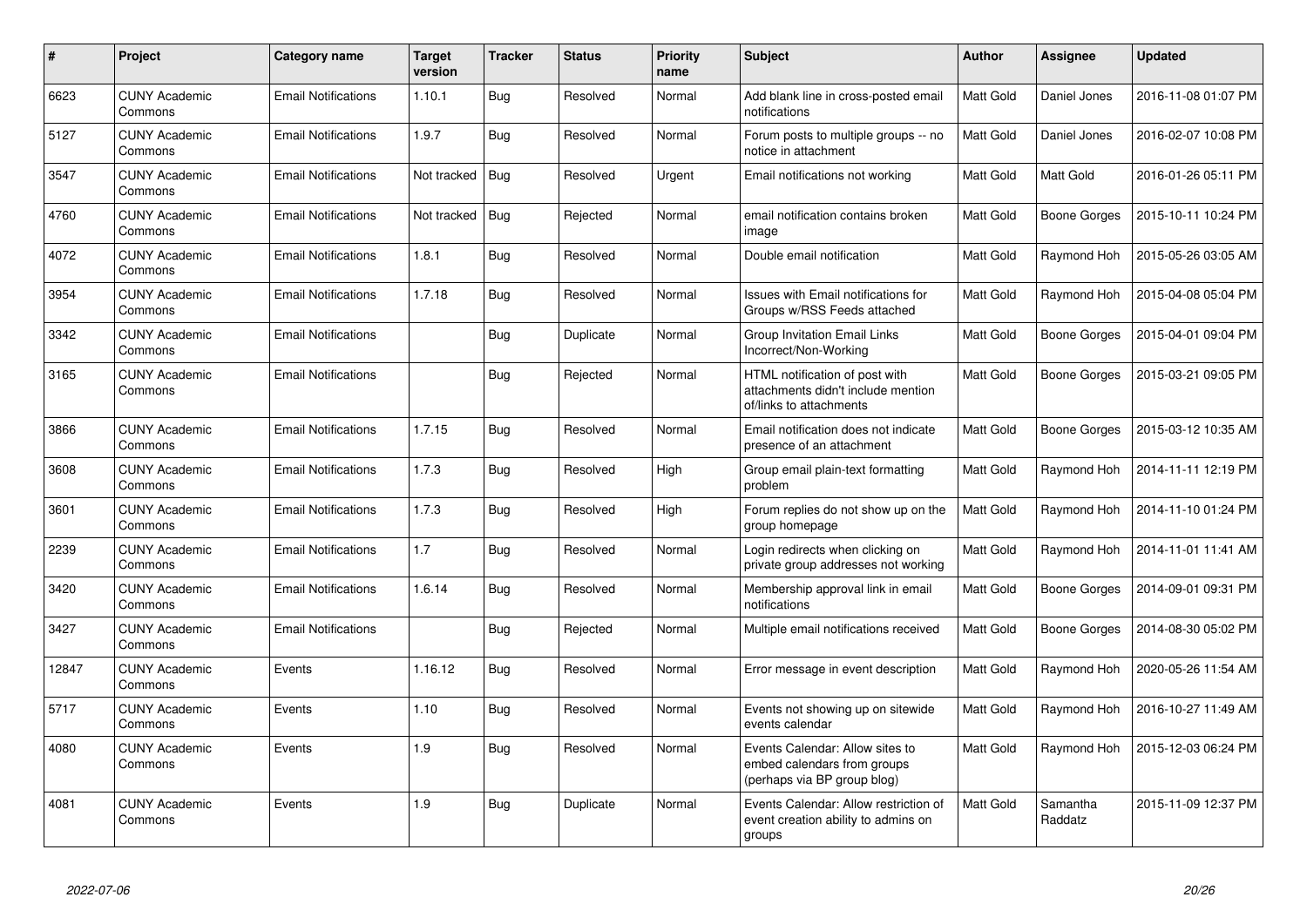| # | Project | Category name | Target version | Tracker | Status | Priority name | Subject | Author | Assignee | Updated |
|---|---|---|---|---|---|---|---|---|---|---|
| 6623 | CUNY Academic Commons | Email Notifications | 1.10.1 | Bug | Resolved | Normal | Add blank line in cross-posted email notifications | Matt Gold | Daniel Jones | 2016-11-08 01:07 PM |
| 5127 | CUNY Academic Commons | Email Notifications | 1.9.7 | Bug | Resolved | Normal | Forum posts to multiple groups -- no notice in attachment | Matt Gold | Daniel Jones | 2016-02-07 10:08 PM |
| 3547 | CUNY Academic Commons | Email Notifications | Not tracked | Bug | Resolved | Urgent | Email notifications not working | Matt Gold | Matt Gold | 2016-01-26 05:11 PM |
| 4760 | CUNY Academic Commons | Email Notifications | Not tracked | Bug | Rejected | Normal | email notification contains broken image | Matt Gold | Boone Gorges | 2015-10-11 10:24 PM |
| 4072 | CUNY Academic Commons | Email Notifications | 1.8.1 | Bug | Resolved | Normal | Double email notification | Matt Gold | Raymond Hoh | 2015-05-26 03:05 AM |
| 3954 | CUNY Academic Commons | Email Notifications | 1.7.18 | Bug | Resolved | Normal | Issues with Email notifications for Groups w/RSS Feeds attached | Matt Gold | Raymond Hoh | 2015-04-08 05:04 PM |
| 3342 | CUNY Academic Commons | Email Notifications | | Bug | Duplicate | Normal | Group Invitation Email Links Incorrect/Non-Working | Matt Gold | Boone Gorges | 2015-04-01 09:04 PM |
| 3165 | CUNY Academic Commons | Email Notifications | | Bug | Rejected | Normal | HTML notification of post with attachments didn't include mention of/links to attachments | Matt Gold | Boone Gorges | 2015-03-21 09:05 PM |
| 3866 | CUNY Academic Commons | Email Notifications | 1.7.15 | Bug | Resolved | Normal | Email notification does not indicate presence of an attachment | Matt Gold | Boone Gorges | 2015-03-12 10:35 AM |
| 3608 | CUNY Academic Commons | Email Notifications | 1.7.3 | Bug | Resolved | High | Group email plain-text formatting problem | Matt Gold | Raymond Hoh | 2014-11-11 12:19 PM |
| 3601 | CUNY Academic Commons | Email Notifications | 1.7.3 | Bug | Resolved | High | Forum replies do not show up on the group homepage | Matt Gold | Raymond Hoh | 2014-11-10 01:24 PM |
| 2239 | CUNY Academic Commons | Email Notifications | 1.7 | Bug | Resolved | Normal | Login redirects when clicking on private group addresses not working | Matt Gold | Raymond Hoh | 2014-11-01 11:41 AM |
| 3420 | CUNY Academic Commons | Email Notifications | 1.6.14 | Bug | Resolved | Normal | Membership approval link in email notifications | Matt Gold | Boone Gorges | 2014-09-01 09:31 PM |
| 3427 | CUNY Academic Commons | Email Notifications | | Bug | Rejected | Normal | Multiple email notifications received | Matt Gold | Boone Gorges | 2014-08-30 05:02 PM |
| 12847 | CUNY Academic Commons | Events | 1.16.12 | Bug | Resolved | Normal | Error message in event description | Matt Gold | Raymond Hoh | 2020-05-26 11:54 AM |
| 5717 | CUNY Academic Commons | Events | 1.10 | Bug | Resolved | Normal | Events not showing up on sitewide events calendar | Matt Gold | Raymond Hoh | 2016-10-27 11:49 AM |
| 4080 | CUNY Academic Commons | Events | 1.9 | Bug | Resolved | Normal | Events Calendar: Allow sites to embed calendars from groups (perhaps via BP group blog) | Matt Gold | Raymond Hoh | 2015-12-03 06:24 PM |
| 4081 | CUNY Academic Commons | Events | 1.9 | Bug | Duplicate | Normal | Events Calendar: Allow restriction of event creation ability to admins on groups | Matt Gold | Samantha Raddatz | 2015-11-09 12:37 PM |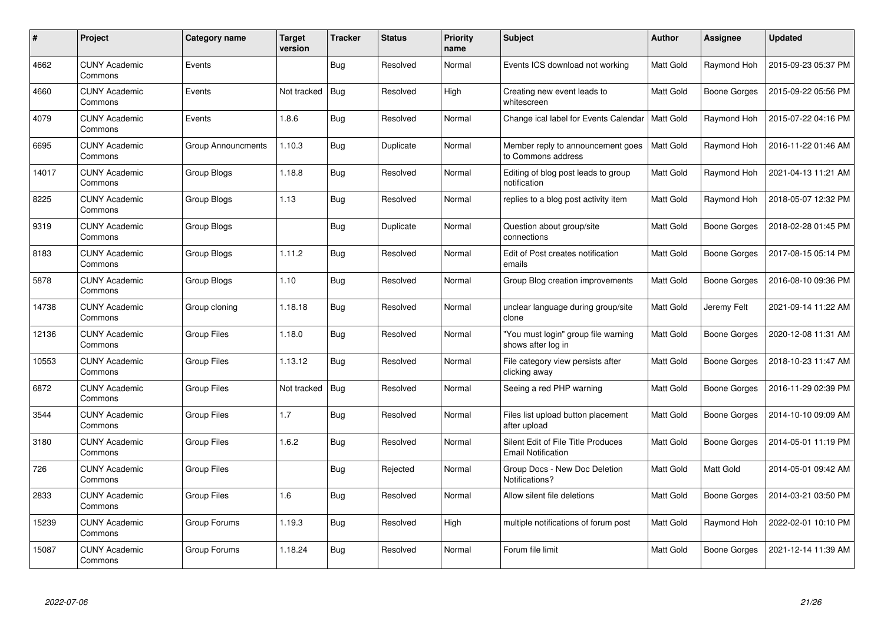| # | Project | Category name | Target version | Tracker | Status | Priority name | Subject | Author | Assignee | Updated |
|---|---|---|---|---|---|---|---|---|---|---|
| 4662 | CUNY Academic Commons | Events | | Bug | Resolved | Normal | Events ICS download not working | Matt Gold | Raymond Hoh | 2015-09-23 05:37 PM |
| 4660 | CUNY Academic Commons | Events | Not tracked | Bug | Resolved | High | Creating new event leads to whitescreen | Matt Gold | Boone Gorges | 2015-09-22 05:56 PM |
| 4079 | CUNY Academic Commons | Events | 1.8.6 | Bug | Resolved | Normal | Change ical label for Events Calendar | Matt Gold | Raymond Hoh | 2015-07-22 04:16 PM |
| 6695 | CUNY Academic Commons | Group Announcments | 1.10.3 | Bug | Duplicate | Normal | Member reply to announcement goes to Commons address | Matt Gold | Raymond Hoh | 2016-11-22 01:46 AM |
| 14017 | CUNY Academic Commons | Group Blogs | 1.18.8 | Bug | Resolved | Normal | Editing of blog post leads to group notification | Matt Gold | Raymond Hoh | 2021-04-13 11:21 AM |
| 8225 | CUNY Academic Commons | Group Blogs | 1.13 | Bug | Resolved | Normal | replies to a blog post activity item | Matt Gold | Raymond Hoh | 2018-05-07 12:32 PM |
| 9319 | CUNY Academic Commons | Group Blogs | | Bug | Duplicate | Normal | Question about group/site connections | Matt Gold | Boone Gorges | 2018-02-28 01:45 PM |
| 8183 | CUNY Academic Commons | Group Blogs | 1.11.2 | Bug | Resolved | Normal | Edit of Post creates notification emails | Matt Gold | Boone Gorges | 2017-08-15 05:14 PM |
| 5878 | CUNY Academic Commons | Group Blogs | 1.10 | Bug | Resolved | Normal | Group Blog creation improvements | Matt Gold | Boone Gorges | 2016-08-10 09:36 PM |
| 14738 | CUNY Academic Commons | Group cloning | 1.18.18 | Bug | Resolved | Normal | unclear language during group/site clone | Matt Gold | Jeremy Felt | 2021-09-14 11:22 AM |
| 12136 | CUNY Academic Commons | Group Files | 1.18.0 | Bug | Resolved | Normal | "You must login" group file warning shows after log in | Matt Gold | Boone Gorges | 2020-12-08 11:31 AM |
| 10553 | CUNY Academic Commons | Group Files | 1.13.12 | Bug | Resolved | Normal | File category view persists after clicking away | Matt Gold | Boone Gorges | 2018-10-23 11:47 AM |
| 6872 | CUNY Academic Commons | Group Files | Not tracked | Bug | Resolved | Normal | Seeing a red PHP warning | Matt Gold | Boone Gorges | 2016-11-29 02:39 PM |
| 3544 | CUNY Academic Commons | Group Files | 1.7 | Bug | Resolved | Normal | Files list upload button placement after upload | Matt Gold | Boone Gorges | 2014-10-10 09:09 AM |
| 3180 | CUNY Academic Commons | Group Files | 1.6.2 | Bug | Resolved | Normal | Silent Edit of File Title Produces Email Notification | Matt Gold | Boone Gorges | 2014-05-01 11:19 PM |
| 726 | CUNY Academic Commons | Group Files | | Bug | Rejected | Normal | Group Docs - New Doc Deletion Notifications? | Matt Gold | Matt Gold | 2014-05-01 09:42 AM |
| 2833 | CUNY Academic Commons | Group Files | 1.6 | Bug | Resolved | Normal | Allow silent file deletions | Matt Gold | Boone Gorges | 2014-03-21 03:50 PM |
| 15239 | CUNY Academic Commons | Group Forums | 1.19.3 | Bug | Resolved | High | multiple notifications of forum post | Matt Gold | Raymond Hoh | 2022-02-01 10:10 PM |
| 15087 | CUNY Academic Commons | Group Forums | 1.18.24 | Bug | Resolved | Normal | Forum file limit | Matt Gold | Boone Gorges | 2021-12-14 11:39 AM |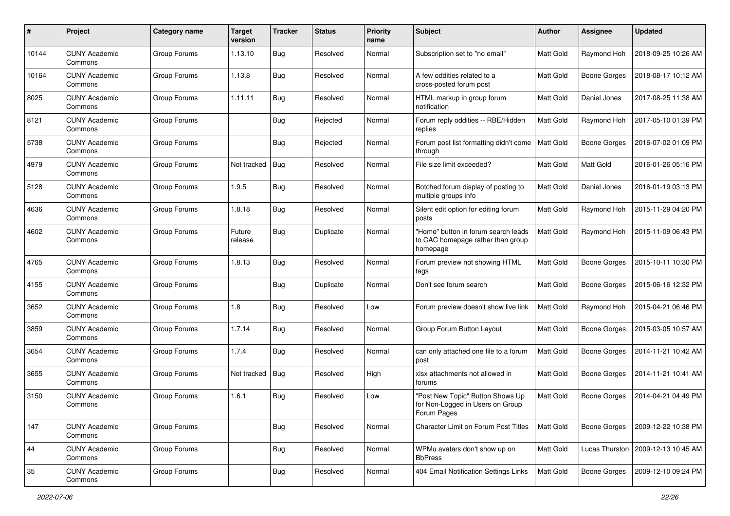| # | Project | Category name | Target version | Tracker | Status | Priority name | Subject | Author | Assignee | Updated |
|---|---|---|---|---|---|---|---|---|---|---|
| 10144 | CUNY Academic Commons | Group Forums | 1.13.10 | Bug | Resolved | Normal | Subscription set to "no email" | Matt Gold | Raymond Hoh | 2018-09-25 10:26 AM |
| 10164 | CUNY Academic Commons | Group Forums | 1.13.8 | Bug | Resolved | Normal | A few oddities related to a cross-posted forum post | Matt Gold | Boone Gorges | 2018-08-17 10:12 AM |
| 8025 | CUNY Academic Commons | Group Forums | 1.11.11 | Bug | Resolved | Normal | HTML markup in group forum notification | Matt Gold | Daniel Jones | 2017-08-25 11:38 AM |
| 8121 | CUNY Academic Commons | Group Forums | | Bug | Rejected | Normal | Forum reply oddities -- RBE/Hidden replies | Matt Gold | Raymond Hoh | 2017-05-10 01:39 PM |
| 5738 | CUNY Academic Commons | Group Forums | | Bug | Rejected | Normal | Forum post list formatting didn't come through | Matt Gold | Boone Gorges | 2016-07-02 01:09 PM |
| 4979 | CUNY Academic Commons | Group Forums | Not tracked | Bug | Resolved | Normal | File size limit exceeded? | Matt Gold | Matt Gold | 2016-01-26 05:16 PM |
| 5128 | CUNY Academic Commons | Group Forums | 1.9.5 | Bug | Resolved | Normal | Botched forum display of posting to multiple groups info | Matt Gold | Daniel Jones | 2016-01-19 03:13 PM |
| 4636 | CUNY Academic Commons | Group Forums | 1.8.18 | Bug | Resolved | Normal | Silent edit option for editing forum posts | Matt Gold | Raymond Hoh | 2015-11-29 04:20 PM |
| 4602 | CUNY Academic Commons | Group Forums | Future release | Bug | Duplicate | Normal | "Home" button in forum search leads to CAC homepage rather than group homepage | Matt Gold | Raymond Hoh | 2015-11-09 06:43 PM |
| 4765 | CUNY Academic Commons | Group Forums | 1.8.13 | Bug | Resolved | Normal | Forum preview not showing HTML tags | Matt Gold | Boone Gorges | 2015-10-11 10:30 PM |
| 4155 | CUNY Academic Commons | Group Forums | | Bug | Duplicate | Normal | Don't see forum search | Matt Gold | Boone Gorges | 2015-06-16 12:32 PM |
| 3652 | CUNY Academic Commons | Group Forums | 1.8 | Bug | Resolved | Low | Forum preview doesn't show live link | Matt Gold | Raymond Hoh | 2015-04-21 06:46 PM |
| 3859 | CUNY Academic Commons | Group Forums | 1.7.14 | Bug | Resolved | Normal | Group Forum Button Layout | Matt Gold | Boone Gorges | 2015-03-05 10:57 AM |
| 3654 | CUNY Academic Commons | Group Forums | 1.7.4 | Bug | Resolved | Normal | can only attached one file to a forum post | Matt Gold | Boone Gorges | 2014-11-21 10:42 AM |
| 3655 | CUNY Academic Commons | Group Forums | Not tracked | Bug | Resolved | High | xlsx attachments not allowed in forums | Matt Gold | Boone Gorges | 2014-11-21 10:41 AM |
| 3150 | CUNY Academic Commons | Group Forums | 1.6.1 | Bug | Resolved | Low | "Post New Topic" Button Shows Up for Non-Logged in Users on Group Forum Pages | Matt Gold | Boone Gorges | 2014-04-21 04:49 PM |
| 147 | CUNY Academic Commons | Group Forums | | Bug | Resolved | Normal | Character Limit on Forum Post Titles | Matt Gold | Boone Gorges | 2009-12-22 10:38 PM |
| 44 | CUNY Academic Commons | Group Forums | | Bug | Resolved | Normal | WPMu avatars don't show up on BbPress | Matt Gold | Lucas Thurston | 2009-12-13 10:45 AM |
| 35 | CUNY Academic Commons | Group Forums | | Bug | Resolved | Normal | 404 Email Notification Settings Links | Matt Gold | Boone Gorges | 2009-12-10 09:24 PM |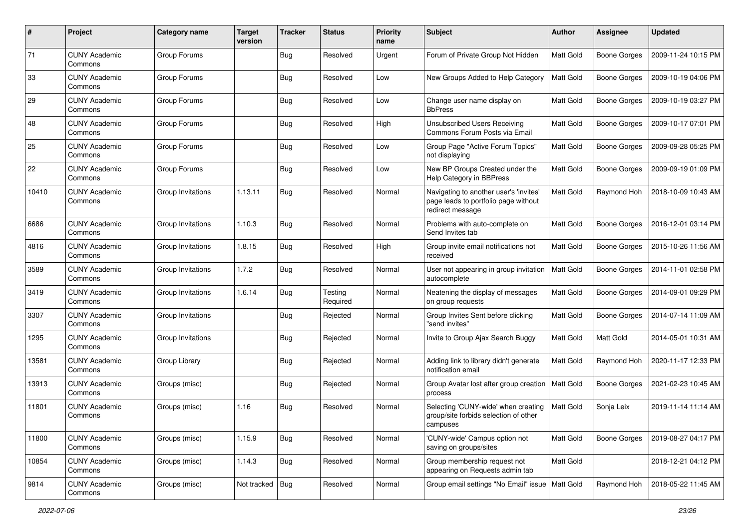| # | Project | Category name | Target version | Tracker | Status | Priority name | Subject | Author | Assignee | Updated |
|---|---|---|---|---|---|---|---|---|---|---|
| 71 | CUNY Academic Commons | Group Forums | | Bug | Resolved | Urgent | Forum of Private Group Not Hidden | Matt Gold | Boone Gorges | 2009-11-24 10:15 PM |
| 33 | CUNY Academic Commons | Group Forums | | Bug | Resolved | Low | New Groups Added to Help Category | Matt Gold | Boone Gorges | 2009-10-19 04:06 PM |
| 29 | CUNY Academic Commons | Group Forums | | Bug | Resolved | Low | Change user name display on BbPress | Matt Gold | Boone Gorges | 2009-10-19 03:27 PM |
| 48 | CUNY Academic Commons | Group Forums | | Bug | Resolved | High | Unsubscribed Users Receiving Commons Forum Posts via Email | Matt Gold | Boone Gorges | 2009-10-17 07:01 PM |
| 25 | CUNY Academic Commons | Group Forums | | Bug | Resolved | Low | Group Page "Active Forum Topics" not displaying | Matt Gold | Boone Gorges | 2009-09-28 05:25 PM |
| 22 | CUNY Academic Commons | Group Forums | | Bug | Resolved | Low | New BP Groups Created under the Help Category in BBPress | Matt Gold | Boone Gorges | 2009-09-19 01:09 PM |
| 10410 | CUNY Academic Commons | Group Invitations | 1.13.11 | Bug | Resolved | Normal | Navigating to another user's 'invites' page leads to portfolio page without redirect message | Matt Gold | Raymond Hoh | 2018-10-09 10:43 AM |
| 6686 | CUNY Academic Commons | Group Invitations | 1.10.3 | Bug | Resolved | Normal | Problems with auto-complete on Send Invites tab | Matt Gold | Boone Gorges | 2016-12-01 03:14 PM |
| 4816 | CUNY Academic Commons | Group Invitations | 1.8.15 | Bug | Resolved | High | Group invite email notifications not received | Matt Gold | Boone Gorges | 2015-10-26 11:56 AM |
| 3589 | CUNY Academic Commons | Group Invitations | 1.7.2 | Bug | Resolved | Normal | User not appearing in group invitation autocomplete | Matt Gold | Boone Gorges | 2014-11-01 02:58 PM |
| 3419 | CUNY Academic Commons | Group Invitations | 1.6.14 | Bug | Testing Required | Normal | Neatening the display of messages on group requests | Matt Gold | Boone Gorges | 2014-09-01 09:29 PM |
| 3307 | CUNY Academic Commons | Group Invitations | | Bug | Rejected | Normal | Group Invites Sent before clicking "send invites" | Matt Gold | Boone Gorges | 2014-07-14 11:09 AM |
| 1295 | CUNY Academic Commons | Group Invitations | | Bug | Rejected | Normal | Invite to Group Ajax Search Buggy | Matt Gold | Matt Gold | 2014-05-01 10:31 AM |
| 13581 | CUNY Academic Commons | Group Library | | Bug | Rejected | Normal | Adding link to library didn't generate notification email | Matt Gold | Raymond Hoh | 2020-11-17 12:33 PM |
| 13913 | CUNY Academic Commons | Groups (misc) | | Bug | Rejected | Normal | Group Avatar lost after group creation process | Matt Gold | Boone Gorges | 2021-02-23 10:45 AM |
| 11801 | CUNY Academic Commons | Groups (misc) | 1.16 | Bug | Resolved | Normal | Selecting 'CUNY-wide' when creating group/site forbids selection of other campuses | Matt Gold | Sonja Leix | 2019-11-14 11:14 AM |
| 11800 | CUNY Academic Commons | Groups (misc) | 1.15.9 | Bug | Resolved | Normal | 'CUNY-wide' Campus option not saving on groups/sites | Matt Gold | Boone Gorges | 2019-08-27 04:17 PM |
| 10854 | CUNY Academic Commons | Groups (misc) | 1.14.3 | Bug | Resolved | Normal | Group membership request not appearing on Requests admin tab | Matt Gold | | 2018-12-21 04:12 PM |
| 9814 | CUNY Academic Commons | Groups (misc) | Not tracked | Bug | Resolved | Normal | Group email settings "No Email" issue | Matt Gold | Raymond Hoh | 2018-05-22 11:45 AM |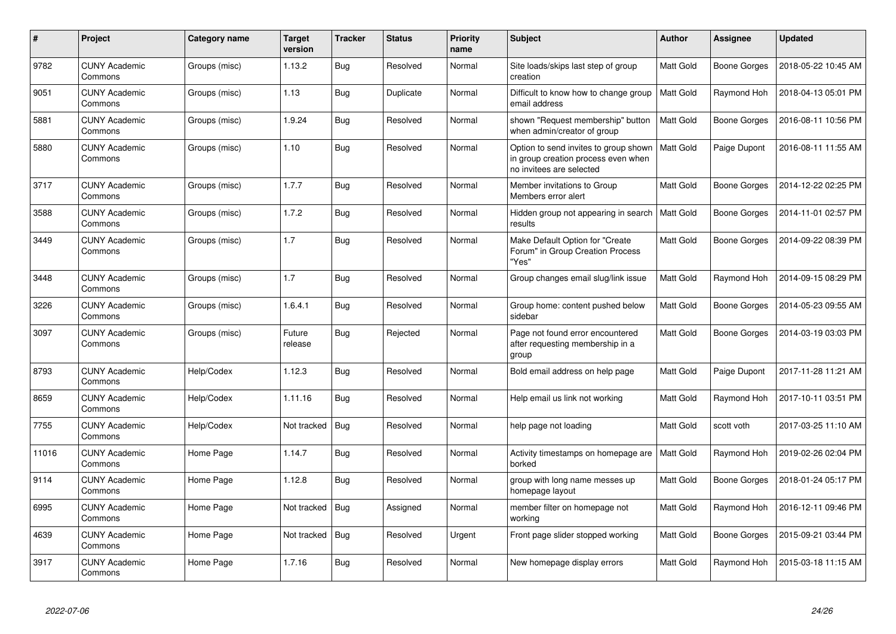| # | Project | Category name | Target version | Tracker | Status | Priority name | Subject | Author | Assignee | Updated |
|---|---|---|---|---|---|---|---|---|---|---|
| 9782 | CUNY Academic Commons | Groups (misc) | 1.13.2 | Bug | Resolved | Normal | Site loads/skips last step of group creation | Matt Gold | Boone Gorges | 2018-05-22 10:45 AM |
| 9051 | CUNY Academic Commons | Groups (misc) | 1.13 | Bug | Duplicate | Normal | Difficult to know how to change group email address | Matt Gold | Raymond Hoh | 2018-04-13 05:01 PM |
| 5881 | CUNY Academic Commons | Groups (misc) | 1.9.24 | Bug | Resolved | Normal | shown "Request membership" button when admin/creator of group | Matt Gold | Boone Gorges | 2016-08-11 10:56 PM |
| 5880 | CUNY Academic Commons | Groups (misc) | 1.10 | Bug | Resolved | Normal | Option to send invites to group shown in group creation process even when no invitees are selected | Matt Gold | Paige Dupont | 2016-08-11 11:55 AM |
| 3717 | CUNY Academic Commons | Groups (misc) | 1.7.7 | Bug | Resolved | Normal | Member invitations to Group Members error alert | Matt Gold | Boone Gorges | 2014-12-22 02:25 PM |
| 3588 | CUNY Academic Commons | Groups (misc) | 1.7.2 | Bug | Resolved | Normal | Hidden group not appearing in search results | Matt Gold | Boone Gorges | 2014-11-01 02:57 PM |
| 3449 | CUNY Academic Commons | Groups (misc) | 1.7 | Bug | Resolved | Normal | Make Default Option for "Create Forum" in Group Creation Process "Yes" | Matt Gold | Boone Gorges | 2014-09-22 08:39 PM |
| 3448 | CUNY Academic Commons | Groups (misc) | 1.7 | Bug | Resolved | Normal | Group changes email slug/link issue | Matt Gold | Raymond Hoh | 2014-09-15 08:29 PM |
| 3226 | CUNY Academic Commons | Groups (misc) | 1.6.4.1 | Bug | Resolved | Normal | Group home: content pushed below sidebar | Matt Gold | Boone Gorges | 2014-05-23 09:55 AM |
| 3097 | CUNY Academic Commons | Groups (misc) | Future release | Bug | Rejected | Normal | Page not found error encountered after requesting membership in a group | Matt Gold | Boone Gorges | 2014-03-19 03:03 PM |
| 8793 | CUNY Academic Commons | Help/Codex | 1.12.3 | Bug | Resolved | Normal | Bold email address on help page | Matt Gold | Paige Dupont | 2017-11-28 11:21 AM |
| 8659 | CUNY Academic Commons | Help/Codex | 1.11.16 | Bug | Resolved | Normal | Help email us link not working | Matt Gold | Raymond Hoh | 2017-10-11 03:51 PM |
| 7755 | CUNY Academic Commons | Help/Codex | Not tracked | Bug | Resolved | Normal | help page not loading | Matt Gold | scott voth | 2017-03-25 11:10 AM |
| 11016 | CUNY Academic Commons | Home Page | 1.14.7 | Bug | Resolved | Normal | Activity timestamps on homepage are borked | Matt Gold | Raymond Hoh | 2019-02-26 02:04 PM |
| 9114 | CUNY Academic Commons | Home Page | 1.12.8 | Bug | Resolved | Normal | group with long name messes up homepage layout | Matt Gold | Boone Gorges | 2018-01-24 05:17 PM |
| 6995 | CUNY Academic Commons | Home Page | Not tracked | Bug | Assigned | Normal | member filter on homepage not working | Matt Gold | Raymond Hoh | 2016-12-11 09:46 PM |
| 4639 | CUNY Academic Commons | Home Page | Not tracked | Bug | Resolved | Urgent | Front page slider stopped working | Matt Gold | Boone Gorges | 2015-09-21 03:44 PM |
| 3917 | CUNY Academic Commons | Home Page | 1.7.16 | Bug | Resolved | Normal | New homepage display errors | Matt Gold | Raymond Hoh | 2015-03-18 11:15 AM |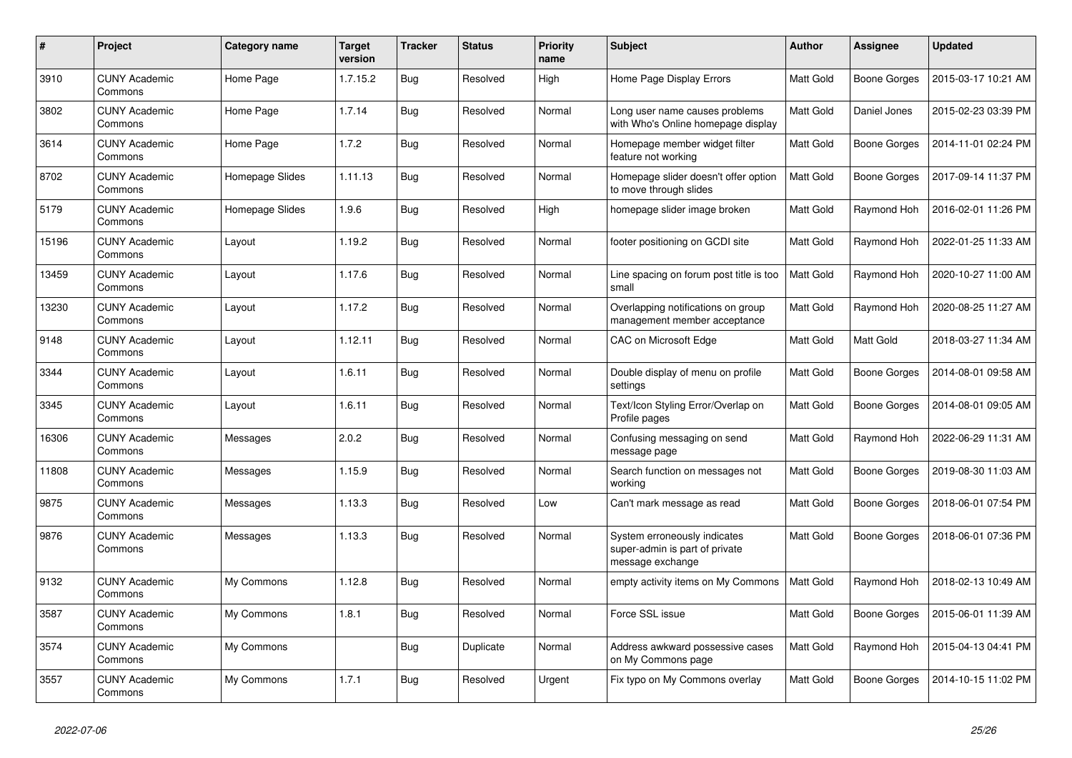| # | Project | Category name | Target version | Tracker | Status | Priority name | Subject | Author | Assignee | Updated |
|---|---|---|---|---|---|---|---|---|---|---|
| 3910 | CUNY Academic Commons | Home Page | 1.7.15.2 | Bug | Resolved | High | Home Page Display Errors | Matt Gold | Boone Gorges | 2015-03-17 10:21 AM |
| 3802 | CUNY Academic Commons | Home Page | 1.7.14 | Bug | Resolved | Normal | Long user name causes problems with Who's Online homepage display | Matt Gold | Daniel Jones | 2015-02-23 03:39 PM |
| 3614 | CUNY Academic Commons | Home Page | 1.7.2 | Bug | Resolved | Normal | Homepage member widget filter feature not working | Matt Gold | Boone Gorges | 2014-11-01 02:24 PM |
| 8702 | CUNY Academic Commons | Homepage Slides | 1.11.13 | Bug | Resolved | Normal | Homepage slider doesn't offer option to move through slides | Matt Gold | Boone Gorges | 2017-09-14 11:37 PM |
| 5179 | CUNY Academic Commons | Homepage Slides | 1.9.6 | Bug | Resolved | High | homepage slider image broken | Matt Gold | Raymond Hoh | 2016-02-01 11:26 PM |
| 15196 | CUNY Academic Commons | Layout | 1.19.2 | Bug | Resolved | Normal | footer positioning on GCDI site | Matt Gold | Raymond Hoh | 2022-01-25 11:33 AM |
| 13459 | CUNY Academic Commons | Layout | 1.17.6 | Bug | Resolved | Normal | Line spacing on forum post title is too small | Matt Gold | Raymond Hoh | 2020-10-27 11:00 AM |
| 13230 | CUNY Academic Commons | Layout | 1.17.2 | Bug | Resolved | Normal | Overlapping notifications on group management member acceptance | Matt Gold | Raymond Hoh | 2020-08-25 11:27 AM |
| 9148 | CUNY Academic Commons | Layout | 1.12.11 | Bug | Resolved | Normal | CAC on Microsoft Edge | Matt Gold | Matt Gold | 2018-03-27 11:34 AM |
| 3344 | CUNY Academic Commons | Layout | 1.6.11 | Bug | Resolved | Normal | Double display of menu on profile settings | Matt Gold | Boone Gorges | 2014-08-01 09:58 AM |
| 3345 | CUNY Academic Commons | Layout | 1.6.11 | Bug | Resolved | Normal | Text/Icon Styling Error/Overlap on Profile pages | Matt Gold | Boone Gorges | 2014-08-01 09:05 AM |
| 16306 | CUNY Academic Commons | Messages | 2.0.2 | Bug | Resolved | Normal | Confusing messaging on send message page | Matt Gold | Raymond Hoh | 2022-06-29 11:31 AM |
| 11808 | CUNY Academic Commons | Messages | 1.15.9 | Bug | Resolved | Normal | Search function on messages not working | Matt Gold | Boone Gorges | 2019-08-30 11:03 AM |
| 9875 | CUNY Academic Commons | Messages | 1.13.3 | Bug | Resolved | Low | Can't mark message as read | Matt Gold | Boone Gorges | 2018-06-01 07:54 PM |
| 9876 | CUNY Academic Commons | Messages | 1.13.3 | Bug | Resolved | Normal | System erroneously indicates super-admin is part of private message exchange | Matt Gold | Boone Gorges | 2018-06-01 07:36 PM |
| 9132 | CUNY Academic Commons | My Commons | 1.12.8 | Bug | Resolved | Normal | empty activity items on My Commons | Matt Gold | Raymond Hoh | 2018-02-13 10:49 AM |
| 3587 | CUNY Academic Commons | My Commons | 1.8.1 | Bug | Resolved | Normal | Force SSL issue | Matt Gold | Boone Gorges | 2015-06-01 11:39 AM |
| 3574 | CUNY Academic Commons | My Commons | | Bug | Duplicate | Normal | Address awkward possessive cases on My Commons page | Matt Gold | Raymond Hoh | 2015-04-13 04:41 PM |
| 3557 | CUNY Academic Commons | My Commons | 1.7.1 | Bug | Resolved | Urgent | Fix typo on My Commons overlay | Matt Gold | Boone Gorges | 2014-10-15 11:02 PM |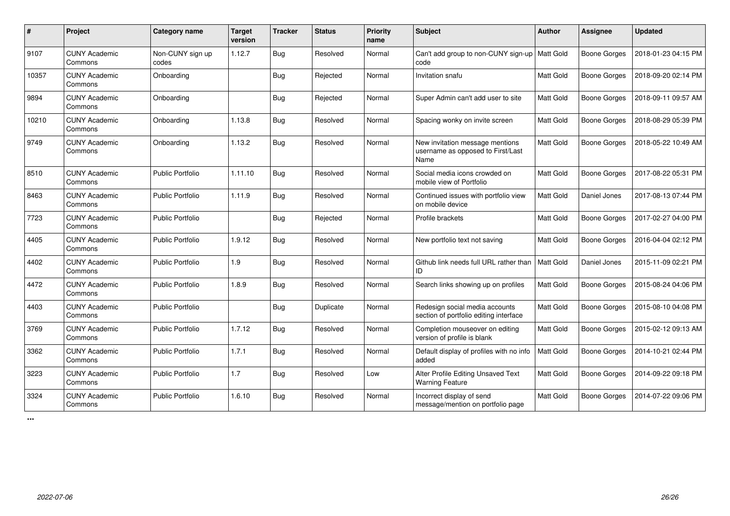| # | Project | Category name | Target version | Tracker | Status | Priority name | Subject | Author | Assignee | Updated |
|---|---|---|---|---|---|---|---|---|---|---|
| 9107 | CUNY Academic Commons | Non-CUNY sign up codes | 1.12.7 | Bug | Resolved | Normal | Can't add group to non-CUNY sign-up code | Matt Gold | Boone Gorges | 2018-01-23 04:15 PM |
| 10357 | CUNY Academic Commons | Onboarding | | Bug | Rejected | Normal | Invitation snafu | Matt Gold | Boone Gorges | 2018-09-20 02:14 PM |
| 9894 | CUNY Academic Commons | Onboarding | | Bug | Rejected | Normal | Super Admin can't add user to site | Matt Gold | Boone Gorges | 2018-09-11 09:57 AM |
| 10210 | CUNY Academic Commons | Onboarding | 1.13.8 | Bug | Resolved | Normal | Spacing wonky on invite screen | Matt Gold | Boone Gorges | 2018-08-29 05:39 PM |
| 9749 | CUNY Academic Commons | Onboarding | 1.13.2 | Bug | Resolved | Normal | New invitation message mentions username as opposed to First/Last Name | Matt Gold | Boone Gorges | 2018-05-22 10:49 AM |
| 8510 | CUNY Academic Commons | Public Portfolio | 1.11.10 | Bug | Resolved | Normal | Social media icons crowded on mobile view of Portfolio | Matt Gold | Boone Gorges | 2017-08-22 05:31 PM |
| 8463 | CUNY Academic Commons | Public Portfolio | 1.11.9 | Bug | Resolved | Normal | Continued issues with portfolio view on mobile device | Matt Gold | Daniel Jones | 2017-08-13 07:44 PM |
| 7723 | CUNY Academic Commons | Public Portfolio | | Bug | Rejected | Normal | Profile brackets | Matt Gold | Boone Gorges | 2017-02-27 04:00 PM |
| 4405 | CUNY Academic Commons | Public Portfolio | 1.9.12 | Bug | Resolved | Normal | New portfolio text not saving | Matt Gold | Boone Gorges | 2016-04-04 02:12 PM |
| 4402 | CUNY Academic Commons | Public Portfolio | 1.9 | Bug | Resolved | Normal | Github link needs full URL rather than ID | Matt Gold | Daniel Jones | 2015-11-09 02:21 PM |
| 4472 | CUNY Academic Commons | Public Portfolio | 1.8.9 | Bug | Resolved | Normal | Search links showing up on profiles | Matt Gold | Boone Gorges | 2015-08-24 04:06 PM |
| 4403 | CUNY Academic Commons | Public Portfolio | | Bug | Duplicate | Normal | Redesign social media accounts section of portfolio editing interface | Matt Gold | Boone Gorges | 2015-08-10 04:08 PM |
| 3769 | CUNY Academic Commons | Public Portfolio | 1.7.12 | Bug | Resolved | Normal | Completion mouseover on editing version of profile is blank | Matt Gold | Boone Gorges | 2015-02-12 09:13 AM |
| 3362 | CUNY Academic Commons | Public Portfolio | 1.7.1 | Bug | Resolved | Normal | Default display of profiles with no info added | Matt Gold | Boone Gorges | 2014-10-21 02:44 PM |
| 3223 | CUNY Academic Commons | Public Portfolio | 1.7 | Bug | Resolved | Low | Alter Profile Editing Unsaved Text Warning Feature | Matt Gold | Boone Gorges | 2014-09-22 09:18 PM |
| 3324 | CUNY Academic Commons | Public Portfolio | 1.6.10 | Bug | Resolved | Normal | Incorrect display of send message/mention on portfolio page | Matt Gold | Boone Gorges | 2014-07-22 09:06 PM |

...